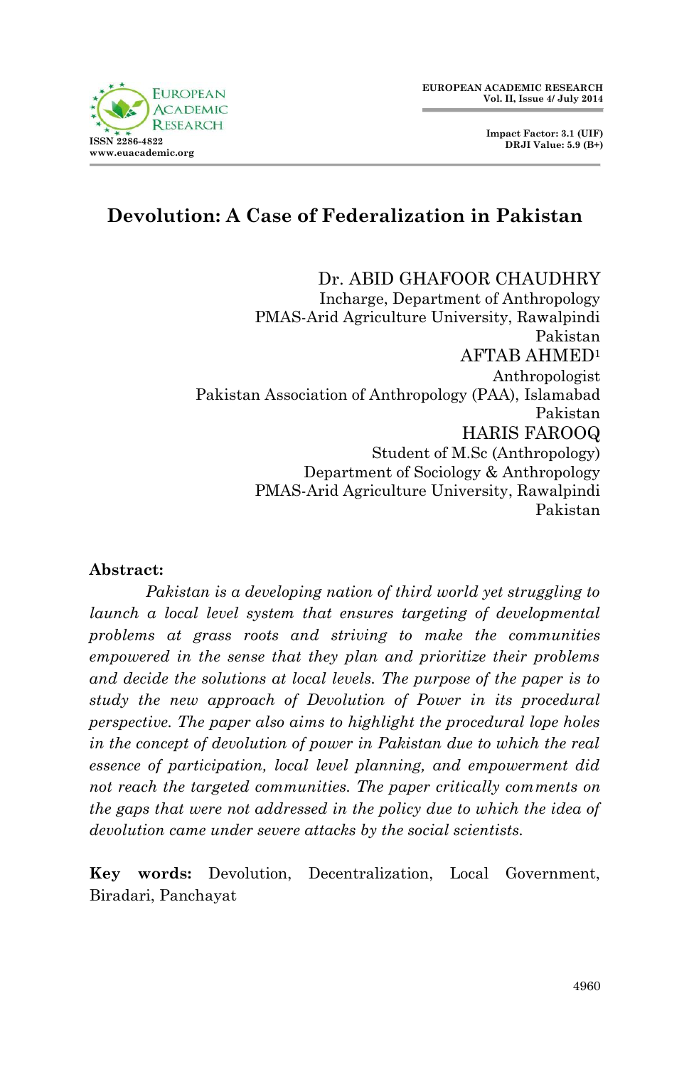# Devolution: A Case of Federalization in Pakistan

Dr. ABID GHAFOOR CHAUDHRY
Incharge, Department of Anthropology
PMAS-Arid Agriculture University, Rawalpindi
Pakistan

AFTAB AHMED[1]
Anthropologist
Pakistan Association of Anthropology (PAA), Islamabad
Pakistan

HARIS FAROOQ
Student of M.Sc (Anthropology)
Department of Sociology & Anthropology
PMAS-Arid Agriculture University, Rawalpindi
Pakistan

**Abstract:**

*Pakistan is a developing nation of third world yet struggling to launch a local level system that ensures targeting of developmental problems at grass roots and striving to make the communities empowered in the sense that they plan and prioritize their problems and decide the solutions at local levels. The purpose of the paper is to study the new approach of Devolution of Power in its procedural perspective. The paper also aims to highlight the procedural lope holes in the concept of devolution of power in Pakistan due to which the real essence of participation, local level planning, and empowerment did not reach the targeted communities. The paper critically comments on the gaps that were not addressed in the policy due to which the idea of devolution came under severe attacks by the social scientists.*

**Key words:** Devolution, Decentralization, Local Government, Biradari, Panchayat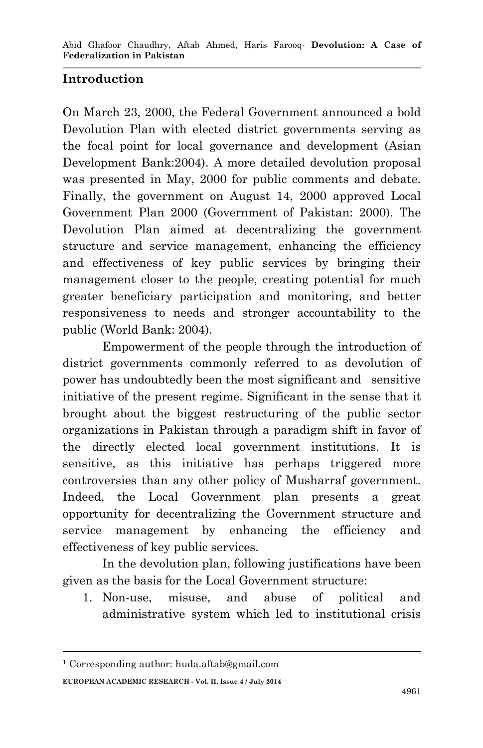## Introduction

On March 23, 2000, the Federal Government announced a bold Devolution Plan with elected district governments serving as the focal point for local governance and development (Asian Development Bank:2004). A more detailed devolution proposal was presented in May, 2000 for public comments and debate. Finally, the government on August 14, 2000 approved Local Government Plan 2000 (Government of Pakistan: 2000). The Devolution Plan aimed at decentralizing the government structure and service management, enhancing the efficiency and effectiveness of key public services by bringing their management closer to the people, creating potential for much greater beneficiary participation and monitoring, and better responsiveness to needs and stronger accountability to the public (World Bank: 2004).

Empowerment of the people through the introduction of district governments commonly referred to as devolution of power has undoubtedly been the most significant and sensitive initiative of the present regime. Significant in the sense that it brought about the biggest restructuring of the public sector organizations in Pakistan through a paradigm shift in favor of the directly elected local government institutions. It is sensitive, as this initiative has perhaps triggered more controversies than any other policy of Musharraf government. Indeed, the Local Government plan presents a great opportunity for decentralizing the Government structure and service management by enhancing the efficiency and effectiveness of key public services.

In the devolution plan, following justifications have been given as the basis for the Local Government structure:

1. Non-use, misuse, and abuse of political and administrative system which led to institutional crisis

[1] Corresponding author: huda.aftab@gmail.com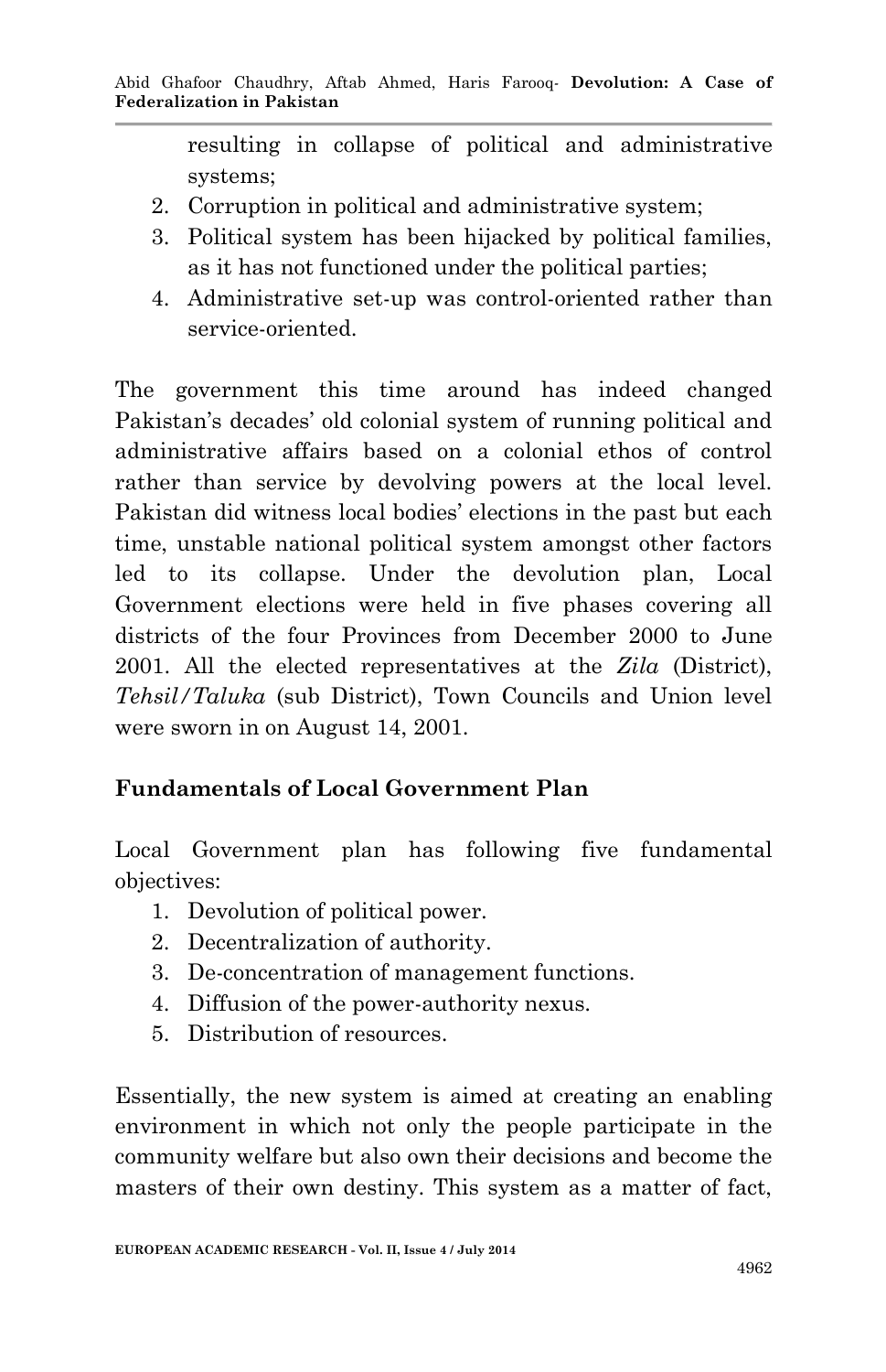resulting in collapse of political and administrative systems;
2. Corruption in political and administrative system;
3. Political system has been hijacked by political families, as it has not functioned under the political parties;
4. Administrative set-up was control-oriented rather than service-oriented.

The government this time around has indeed changed Pakistan's decades' old colonial system of running political and administrative affairs based on a colonial ethos of control rather than service by devolving powers at the local level. Pakistan did witness local bodies' elections in the past but each time, unstable national political system amongst other factors led to its collapse. Under the devolution plan, Local Government elections were held in five phases covering all districts of the four Provinces from December 2000 to June 2001. All the elected representatives at the *Zila* (District), *Tehsil/Taluka* (sub District), Town Councils and Union level were sworn in on August 14, 2001.

**Fundamentals of Local Government Plan**

Local Government plan has following five fundamental objectives:

1. Devolution of political power.
2. Decentralization of authority.
3. De-concentration of management functions.
4. Diffusion of the power-authority nexus.
5. Distribution of resources.

Essentially, the new system is aimed at creating an enabling environment in which not only the people participate in the community welfare but also own their decisions and become the masters of their own destiny. This system as a matter of fact,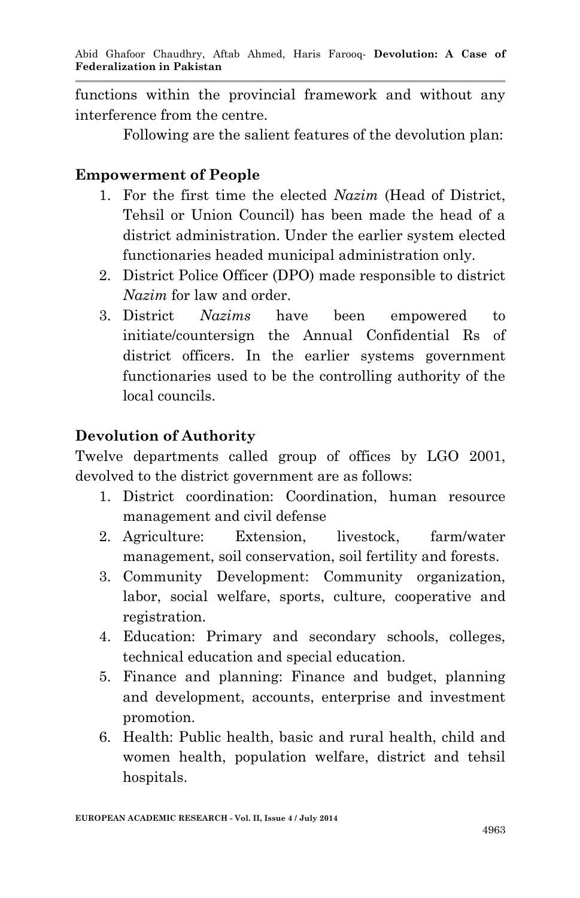functions within the provincial framework and without any interference from the centre.

Following are the salient features of the devolution plan:

## Empowerment of People

1. For the first time the elected *Nazim* (Head of District, Tehsil or Union Council) has been made the head of a district administration. Under the earlier system elected functionaries headed municipal administration only.
2. District Police Officer (DPO) made responsible to district *Nazim* for law and order.
3. District *Nazims* have been empowered to initiate/countersign the Annual Confidential Rs of district officers. In the earlier systems government functionaries used to be the controlling authority of the local councils.

## Devolution of Authority

Twelve departments called group of offices by LGO 2001, devolved to the district government are as follows:

1. District coordination: Coordination, human resource management and civil defense
2. Agriculture: Extension, livestock, farm/water management, soil conservation, soil fertility and forests.
3. Community Development: Community organization, labor, social welfare, sports, culture, cooperative and registration.
4. Education: Primary and secondary schools, colleges, technical education and special education.
5. Finance and planning: Finance and budget, planning and development, accounts, enterprise and investment promotion.
6. Health: Public health, basic and rural health, child and women health, population welfare, district and tehsil hospitals.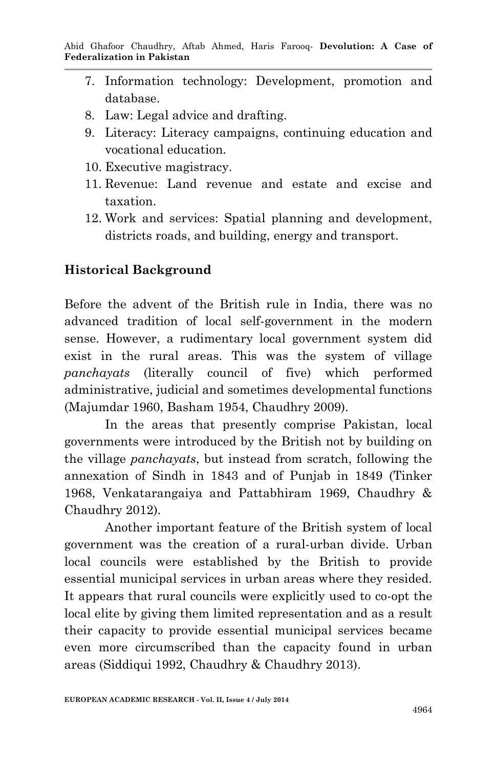7. Information technology: Development, promotion and database.
8. Law: Legal advice and drafting.
9. Literacy: Literacy campaigns, continuing education and vocational education.
10. Executive magistracy.
11. Revenue: Land revenue and estate and excise and taxation.
12. Work and services: Spatial planning and development, districts roads, and building, energy and transport.

## Historical Background

Before the advent of the British rule in India, there was no advanced tradition of local self-government in the modern sense. However, a rudimentary local government system did exist in the rural areas. This was the system of village *panchayats* (literally council of five) which performed administrative, judicial and sometimes developmental functions (Majumdar 1960, Basham 1954, Chaudhry 2009).

In the areas that presently comprise Pakistan, local governments were introduced by the British not by building on the village *panchayats*, but instead from scratch, following the annexation of Sindh in 1843 and of Punjab in 1849 (Tinker 1968, Venkatarangaiya and Pattabhiram 1969, Chaudhry & Chaudhry 2012).

Another important feature of the British system of local government was the creation of a rural-urban divide. Urban local councils were established by the British to provide essential municipal services in urban areas where they resided. It appears that rural councils were explicitly used to co-opt the local elite by giving them limited representation and as a result their capacity to provide essential municipal services became even more circumscribed than the capacity found in urban areas (Siddiqui 1992, Chaudhry & Chaudhry 2013).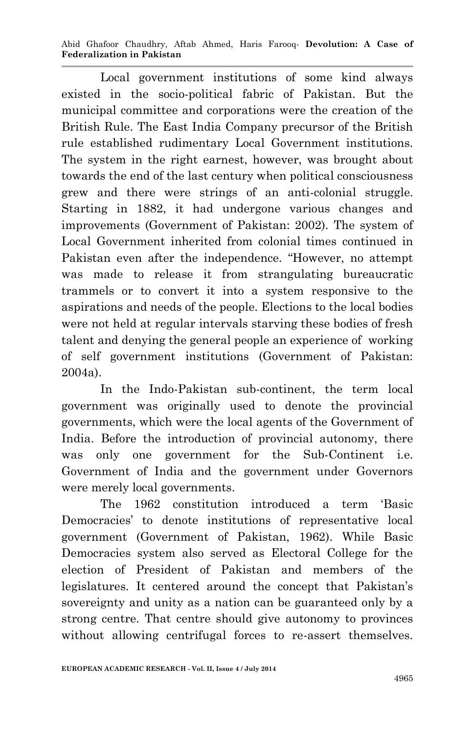Local government institutions of some kind always existed in the socio-political fabric of Pakistan. But the municipal committee and corporations were the creation of the British Rule. The East India Company precursor of the British rule established rudimentary Local Government institutions. The system in the right earnest, however, was brought about towards the end of the last century when political consciousness grew and there were strings of an anti-colonial struggle. Starting in 1882, it had undergone various changes and improvements (Government of Pakistan: 2002). The system of Local Government inherited from colonial times continued in Pakistan even after the independence. "However, no attempt was made to release it from strangulating bureaucratic trammels or to convert it into a system responsive to the aspirations and needs of the people. Elections to the local bodies were not held at regular intervals starving these bodies of fresh talent and denying the general people an experience of working of self government institutions (Government of Pakistan: 2004a).

In the Indo-Pakistan sub-continent, the term local government was originally used to denote the provincial governments, which were the local agents of the Government of India. Before the introduction of provincial autonomy, there was only one government for the Sub-Continent i.e. Government of India and the government under Governors were merely local governments.

The 1962 constitution introduced a term 'Basic Democracies' to denote institutions of representative local government (Government of Pakistan, 1962). While Basic Democracies system also served as Electoral College for the election of President of Pakistan and members of the legislatures. It centered around the concept that Pakistan's sovereignty and unity as a nation can be guaranteed only by a strong centre. That centre should give autonomy to provinces without allowing centrifugal forces to re-assert themselves.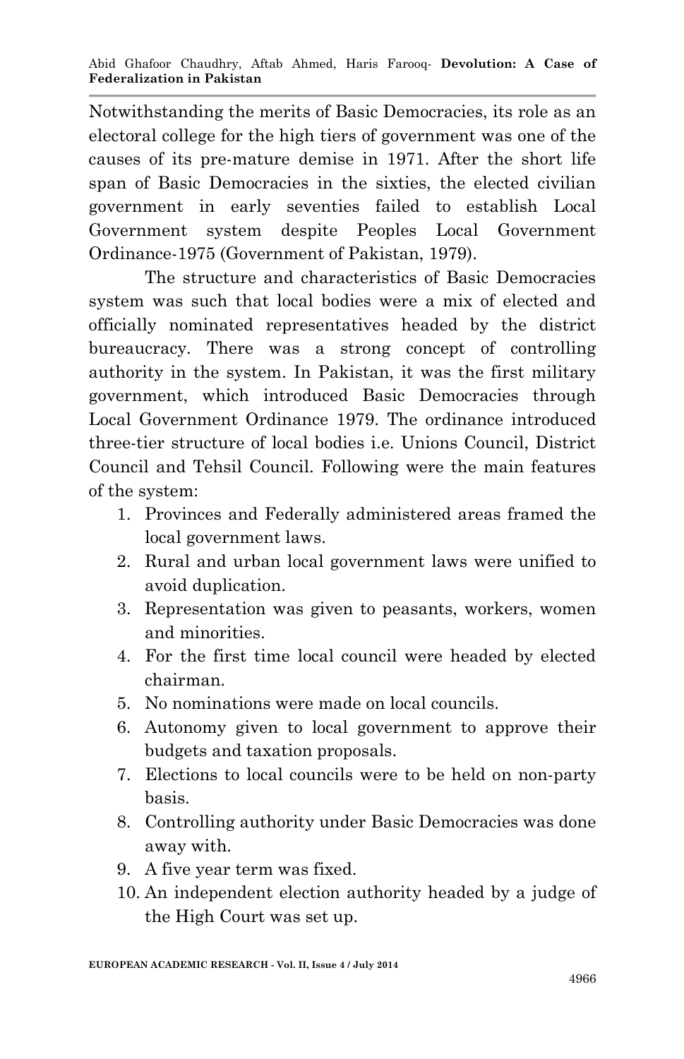Notwithstanding the merits of Basic Democracies, its role as an electoral college for the high tiers of government was one of the causes of its pre-mature demise in 1971. After the short life span of Basic Democracies in the sixties, the elected civilian government in early seventies failed to establish Local Government system despite Peoples Local Government Ordinance-1975 (Government of Pakistan, 1979).

The structure and characteristics of Basic Democracies system was such that local bodies were a mix of elected and officially nominated representatives headed by the district bureaucracy. There was a strong concept of controlling authority in the system. In Pakistan, it was the first military government, which introduced Basic Democracies through Local Government Ordinance 1979. The ordinance introduced three-tier structure of local bodies i.e. Unions Council, District Council and Tehsil Council. Following were the main features of the system:

1. Provinces and Federally administered areas framed the local government laws.
2. Rural and urban local government laws were unified to avoid duplication.
3. Representation was given to peasants, workers, women and minorities.
4. For the first time local council were headed by elected chairman.
5. No nominations were made on local councils.
6. Autonomy given to local government to approve their budgets and taxation proposals.
7. Elections to local councils were to be held on non-party basis.
8. Controlling authority under Basic Democracies was done away with.
9. A five year term was fixed.
10. An independent election authority headed by a judge of the High Court was set up.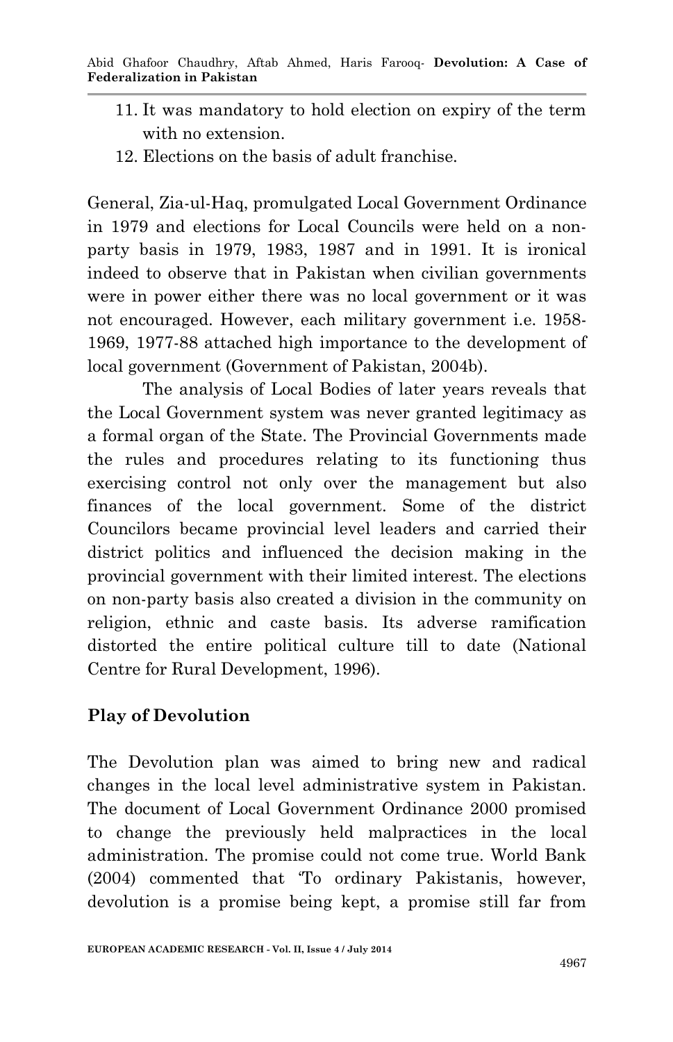11. It was mandatory to hold election on expiry of the term with no extension.
12. Elections on the basis of adult franchise.

General, Zia-ul-Haq, promulgated Local Government Ordinance in 1979 and elections for Local Councils were held on a non-party basis in 1979, 1983, 1987 and in 1991. It is ironical indeed to observe that in Pakistan when civilian governments were in power either there was no local government or it was not encouraged. However, each military government i.e. 1958-1969, 1977-88 attached high importance to the development of local government (Government of Pakistan, 2004b).

The analysis of Local Bodies of later years reveals that the Local Government system was never granted legitimacy as a formal organ of the State. The Provincial Governments made the rules and procedures relating to its functioning thus exercising control not only over the management but also finances of the local government. Some of the district Councilors became provincial level leaders and carried their district politics and influenced the decision making in the provincial government with their limited interest. The elections on non-party basis also created a division in the community on religion, ethnic and caste basis. Its adverse ramification distorted the entire political culture till to date (National Centre for Rural Development, 1996).

## Play of Devolution

The Devolution plan was aimed to bring new and radical changes in the local level administrative system in Pakistan. The document of Local Government Ordinance 2000 promised to change the previously held malpractices in the local administration. The promise could not come true. World Bank (2004) commented that 'To ordinary Pakistanis, however, devolution is a promise being kept, a promise still far from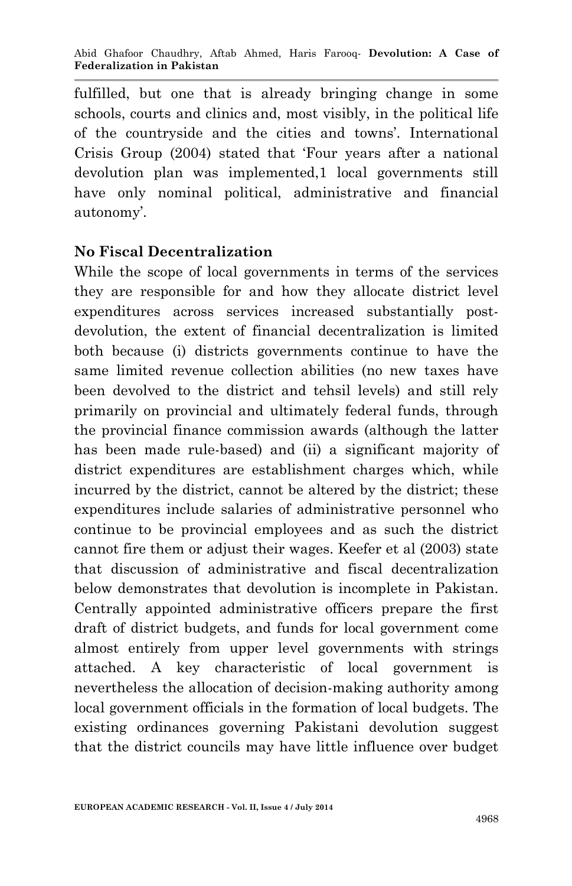fulfilled, but one that is already bringing change in some schools, courts and clinics and, most visibly, in the political life of the countryside and the cities and towns'. International Crisis Group (2004) stated that 'Four years after a national devolution plan was implemented,1 local governments still have only nominal political, administrative and financial autonomy'.

## No Fiscal Decentralization

While the scope of local governments in terms of the services they are responsible for and how they allocate district level expenditures across services increased substantially post-devolution, the extent of financial decentralization is limited both because (i) districts governments continue to have the same limited revenue collection abilities (no new taxes have been devolved to the district and tehsil levels) and still rely primarily on provincial and ultimately federal funds, through the provincial finance commission awards (although the latter has been made rule-based) and (ii) a significant majority of district expenditures are establishment charges which, while incurred by the district, cannot be altered by the district; these expenditures include salaries of administrative personnel who continue to be provincial employees and as such the district cannot fire them or adjust their wages. Keefer et al (2003) state that discussion of administrative and fiscal decentralization below demonstrates that devolution is incomplete in Pakistan. Centrally appointed administrative officers prepare the first draft of district budgets, and funds for local government come almost entirely from upper level governments with strings attached. A key characteristic of local government is nevertheless the allocation of decision-making authority among local government officials in the formation of local budgets. The existing ordinances governing Pakistani devolution suggest that the district councils may have little influence over budget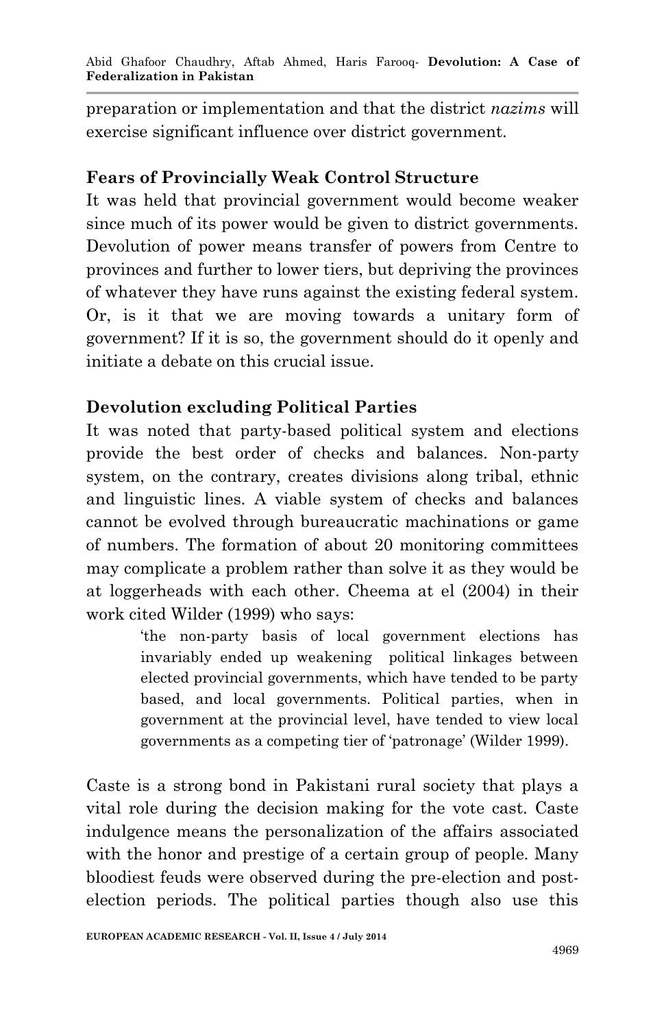preparation or implementation and that the district *nazims* will exercise significant influence over district government.

### Fears of Provincially Weak Control Structure

It was held that provincial government would become weaker since much of its power would be given to district governments. Devolution of power means transfer of powers from Centre to provinces and further to lower tiers, but depriving the provinces of whatever they have runs against the existing federal system. Or, is it that we are moving towards a unitary form of government? If it is so, the government should do it openly and initiate a debate on this crucial issue.

### Devolution excluding Political Parties

It was noted that party-based political system and elections provide the best order of checks and balances. Non-party system, on the contrary, creates divisions along tribal, ethnic and linguistic lines. A viable system of checks and balances cannot be evolved through bureaucratic machinations or game of numbers. The formation of about 20 monitoring committees may complicate a problem rather than solve it as they would be at loggerheads with each other. Cheema at el (2004) in their work cited Wilder (1999) who says:

> 'the non-party basis of local government elections has invariably ended up weakening political linkages between elected provincial governments, which have tended to be party based, and local governments. Political parties, when in government at the provincial level, have tended to view local governments as a competing tier of 'patronage' (Wilder 1999).

Caste is a strong bond in Pakistani rural society that plays a vital role during the decision making for the vote cast. Caste indulgence means the personalization of the affairs associated with the honor and prestige of a certain group of people. Many bloodiest feuds were observed during the pre-election and post-election periods. The political parties though also use this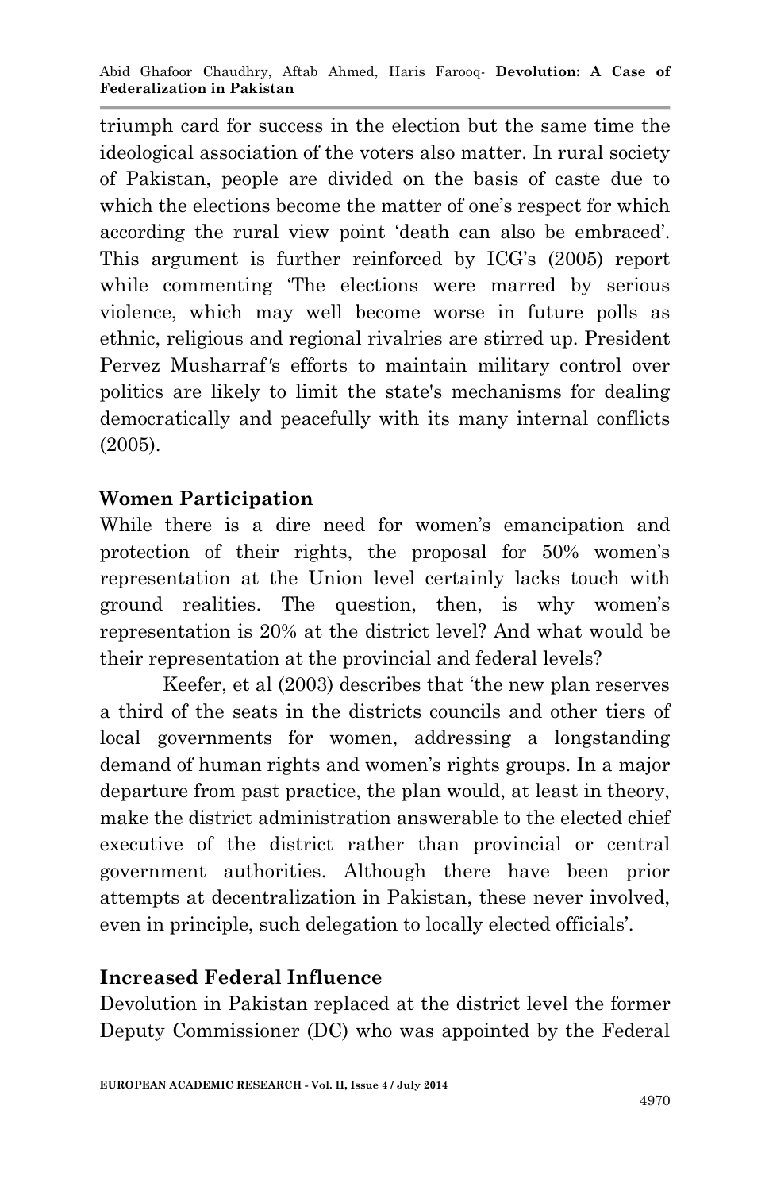triumph card for success in the election but the same time the ideological association of the voters also matter. In rural society of Pakistan, people are divided on the basis of caste due to which the elections become the matter of one's respect for which according the rural view point 'death can also be embraced'. This argument is further reinforced by ICG's (2005) report while commenting 'The elections were marred by serious violence, which may well become worse in future polls as ethnic, religious and regional rivalries are stirred up. President Pervez Musharraf's efforts to maintain military control over politics are likely to limit the state's mechanisms for dealing democratically and peacefully with its many internal conflicts (2005).

## Women Participation

While there is a dire need for women's emancipation and protection of their rights, the proposal for 50% women's representation at the Union level certainly lacks touch with ground realities. The question, then, is why women's representation is 20% at the district level? And what would be their representation at the provincial and federal levels?

Keefer, et al (2003) describes that 'the new plan reserves a third of the seats in the districts councils and other tiers of local governments for women, addressing a longstanding demand of human rights and women's rights groups. In a major departure from past practice, the plan would, at least in theory, make the district administration answerable to the elected chief executive of the district rather than provincial or central government authorities. Although there have been prior attempts at decentralization in Pakistan, these never involved, even in principle, such delegation to locally elected officials'.

## Increased Federal Influence

Devolution in Pakistan replaced at the district level the former Deputy Commissioner (DC) who was appointed by the Federal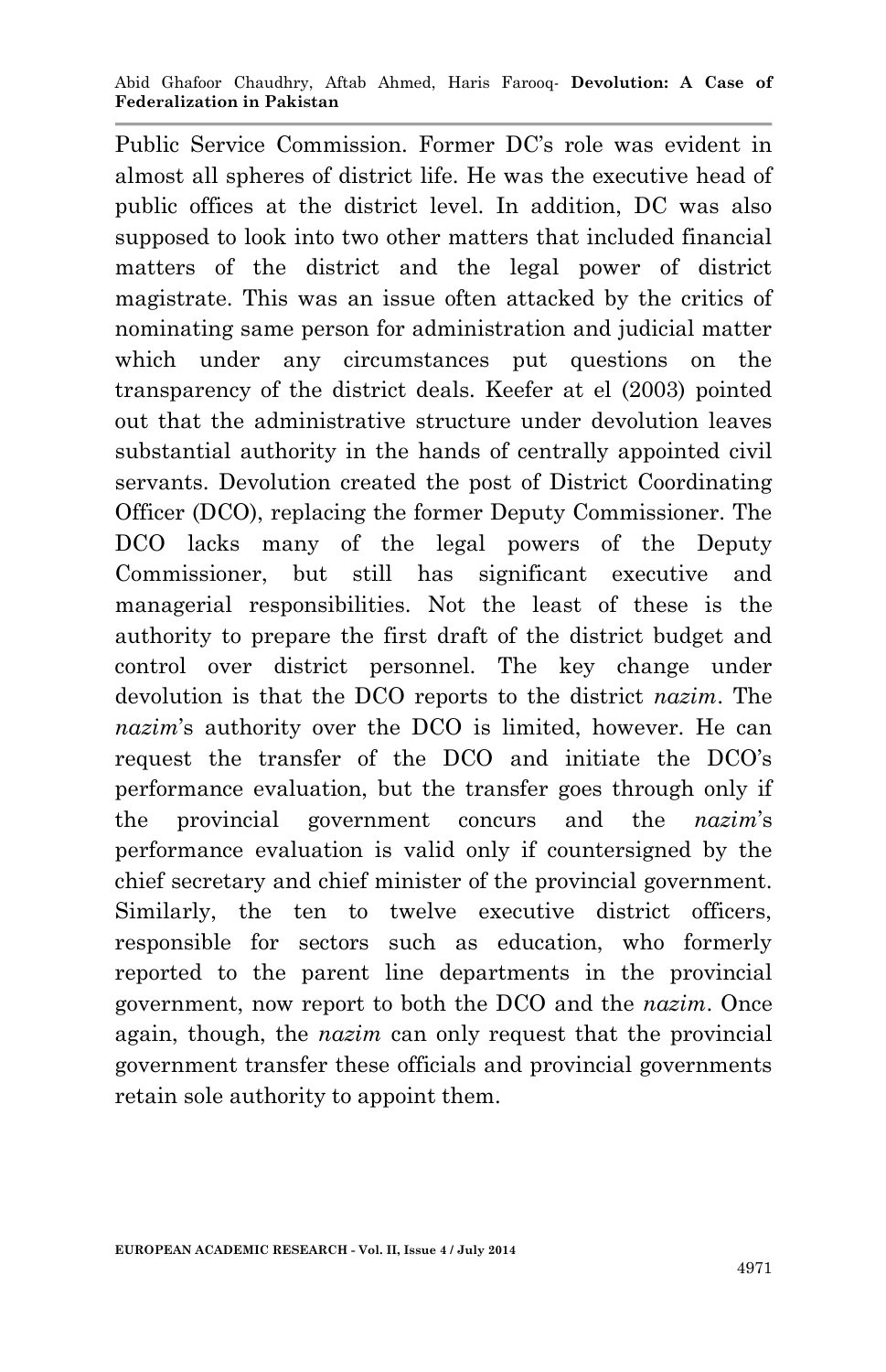Public Service Commission. Former DC's role was evident in almost all spheres of district life. He was the executive head of public offices at the district level. In addition, DC was also supposed to look into two other matters that included financial matters of the district and the legal power of district magistrate. This was an issue often attacked by the critics of nominating same person for administration and judicial matter which under any circumstances put questions on the transparency of the district deals. Keefer at el (2003) pointed out that the administrative structure under devolution leaves substantial authority in the hands of centrally appointed civil servants. Devolution created the post of District Coordinating Officer (DCO), replacing the former Deputy Commissioner. The DCO lacks many of the legal powers of the Deputy Commissioner, but still has significant executive and managerial responsibilities. Not the least of these is the authority to prepare the first draft of the district budget and control over district personnel. The key change under devolution is that the DCO reports to the district *nazim*. The *nazim*'s authority over the DCO is limited, however. He can request the transfer of the DCO and initiate the DCO's performance evaluation, but the transfer goes through only if the provincial government concurs and the *nazim*'s performance evaluation is valid only if countersigned by the chief secretary and chief minister of the provincial government. Similarly, the ten to twelve executive district officers, responsible for sectors such as education, who formerly reported to the parent line departments in the provincial government, now report to both the DCO and the *nazim*. Once again, though, the *nazim* can only request that the provincial government transfer these officials and provincial governments retain sole authority to appoint them.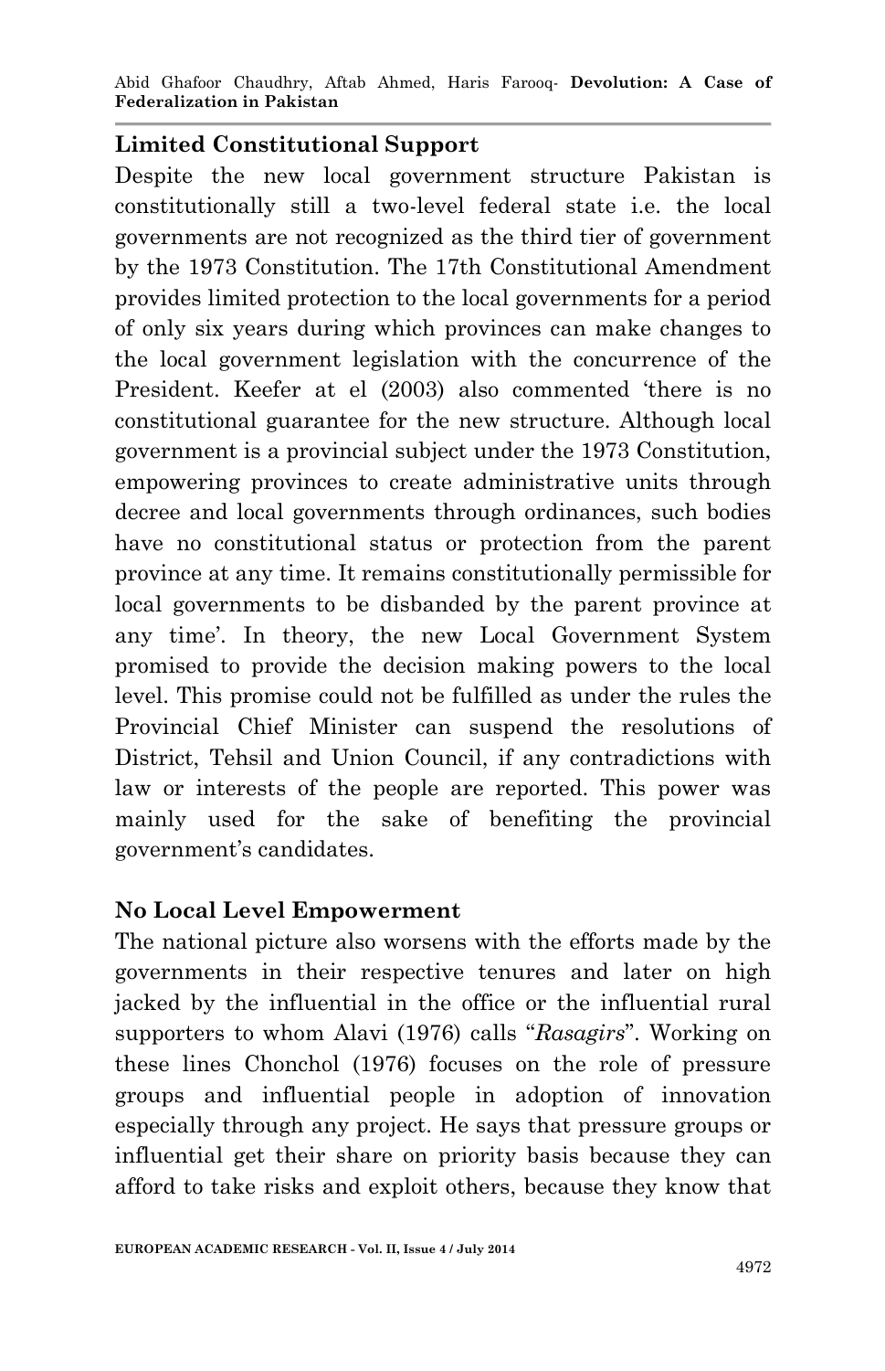## Limited Constitutional Support

Despite the new local government structure Pakistan is constitutionally still a two-level federal state i.e. the local governments are not recognized as the third tier of government by the 1973 Constitution. The 17th Constitutional Amendment provides limited protection to the local governments for a period of only six years during which provinces can make changes to the local government legislation with the concurrence of the President. Keefer at el (2003) also commented 'there is no constitutional guarantee for the new structure. Although local government is a provincial subject under the 1973 Constitution, empowering provinces to create administrative units through decree and local governments through ordinances, such bodies have no constitutional status or protection from the parent province at any time. It remains constitutionally permissible for local governments to be disbanded by the parent province at any time'. In theory, the new Local Government System promised to provide the decision making powers to the local level. This promise could not be fulfilled as under the rules the Provincial Chief Minister can suspend the resolutions of District, Tehsil and Union Council, if any contradictions with law or interests of the people are reported. This power was mainly used for the sake of benefiting the provincial government's candidates.

## No Local Level Empowerment

The national picture also worsens with the efforts made by the governments in their respective tenures and later on high jacked by the influential in the office or the influential rural supporters to whom Alavi (1976) calls "*Rasagirs*". Working on these lines Chonchol (1976) focuses on the role of pressure groups and influential people in adoption of innovation especially through any project. He says that pressure groups or influential get their share on priority basis because they can afford to take risks and exploit others, because they know that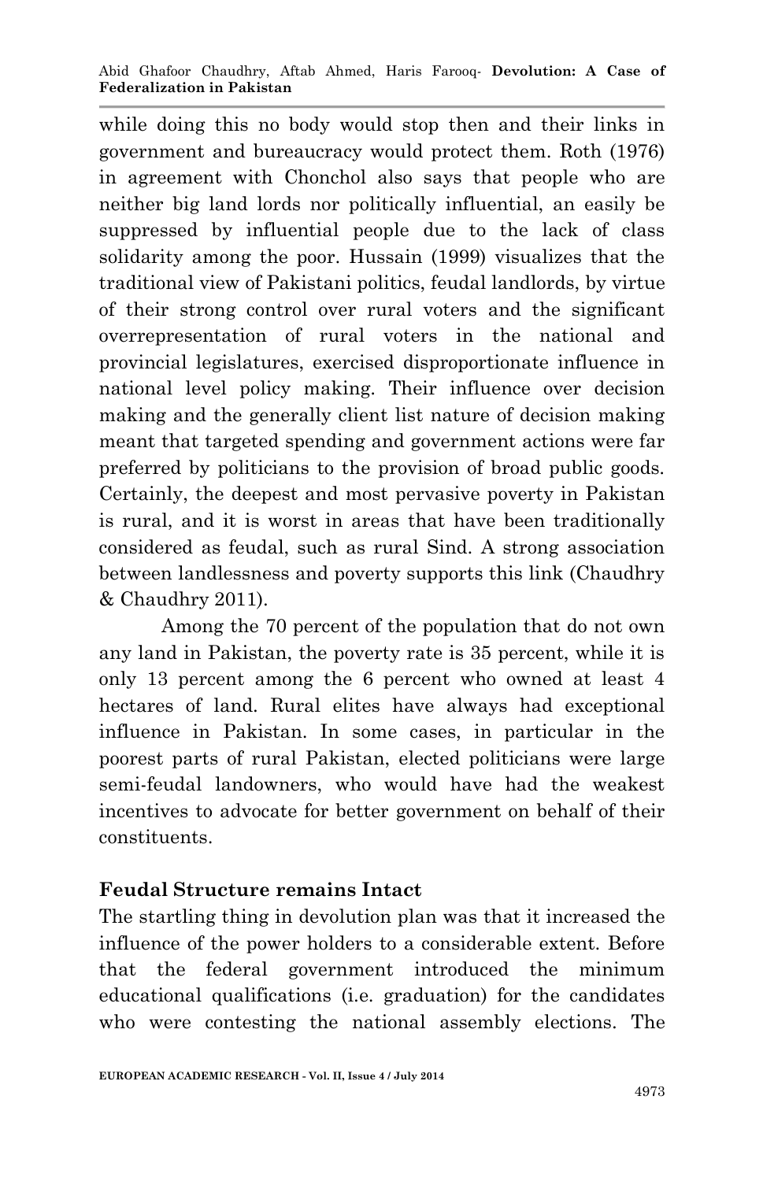while doing this no body would stop then and their links in government and bureaucracy would protect them. Roth (1976) in agreement with Chonchol also says that people who are neither big land lords nor politically influential, an easily be suppressed by influential people due to the lack of class solidarity among the poor. Hussain (1999) visualizes that the traditional view of Pakistani politics, feudal landlords, by virtue of their strong control over rural voters and the significant overrepresentation of rural voters in the national and provincial legislatures, exercised disproportionate influence in national level policy making. Their influence over decision making and the generally client list nature of decision making meant that targeted spending and government actions were far preferred by politicians to the provision of broad public goods. Certainly, the deepest and most pervasive poverty in Pakistan is rural, and it is worst in areas that have been traditionally considered as feudal, such as rural Sind. A strong association between landlessness and poverty supports this link (Chaudhry & Chaudhry 2011).

Among the 70 percent of the population that do not own any land in Pakistan, the poverty rate is 35 percent, while it is only 13 percent among the 6 percent who owned at least 4 hectares of land. Rural elites have always had exceptional influence in Pakistan. In some cases, in particular in the poorest parts of rural Pakistan, elected politicians were large semi-feudal landowners, who would have had the weakest incentives to advocate for better government on behalf of their constituents.

## Feudal Structure remains Intact

The startling thing in devolution plan was that it increased the influence of the power holders to a considerable extent. Before that the federal government introduced the minimum educational qualifications (i.e. graduation) for the candidates who were contesting the national assembly elections. The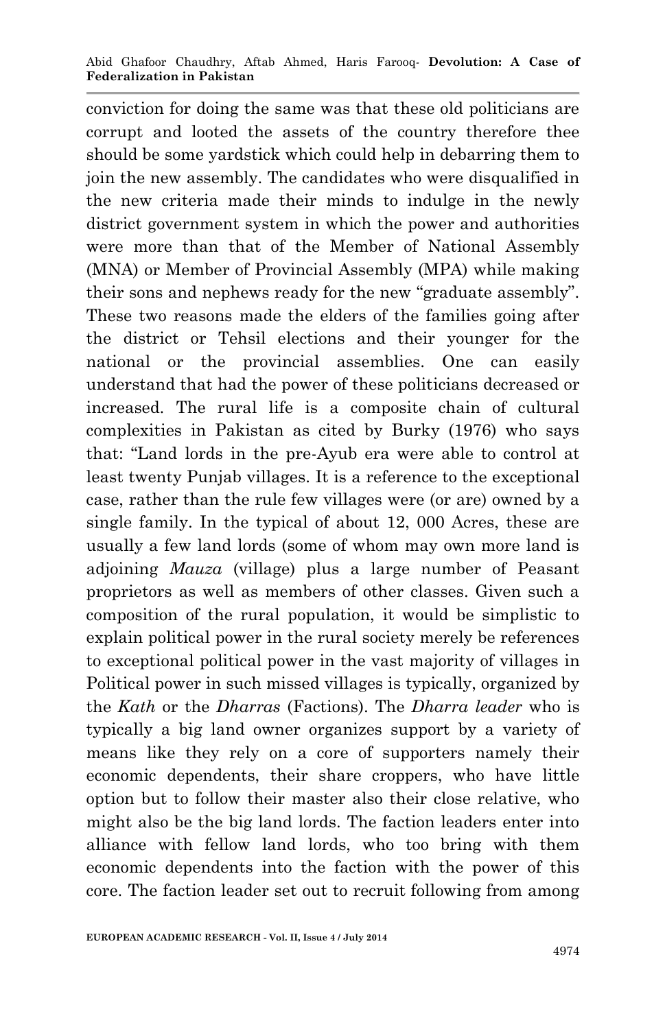conviction for doing the same was that these old politicians are corrupt and looted the assets of the country therefore thee should be some yardstick which could help in debarring them to join the new assembly. The candidates who were disqualified in the new criteria made their minds to indulge in the newly district government system in which the power and authorities were more than that of the Member of National Assembly (MNA) or Member of Provincial Assembly (MPA) while making their sons and nephews ready for the new "graduate assembly". These two reasons made the elders of the families going after the district or Tehsil elections and their younger for the national or the provincial assemblies. One can easily understand that had the power of these politicians decreased or increased. The rural life is a composite chain of cultural complexities in Pakistan as cited by Burky (1976) who says that: "Land lords in the pre-Ayub era were able to control at least twenty Punjab villages. It is a reference to the exceptional case, rather than the rule few villages were (or are) owned by a single family. In the typical of about 12, 000 Acres, these are usually a few land lords (some of whom may own more land is adjoining *Mauza* (village) plus a large number of Peasant proprietors as well as members of other classes. Given such a composition of the rural population, it would be simplistic to explain political power in the rural society merely be references to exceptional political power in the vast majority of villages in Political power in such missed villages is typically, organized by the *Kath* or the *Dharras* (Factions). The *Dharra leader* who is typically a big land owner organizes support by a variety of means like they rely on a core of supporters namely their economic dependents, their share croppers, who have little option but to follow their master also their close relative, who might also be the big land lords. The faction leaders enter into alliance with fellow land lords, who too bring with them economic dependents into the faction with the power of this core. The faction leader set out to recruit following from among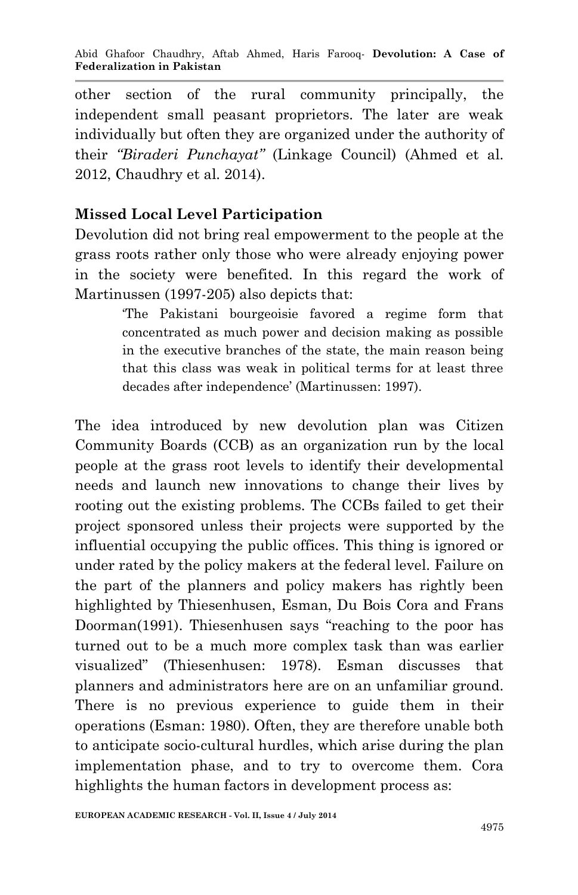other section of the rural community principally, the independent small peasant proprietors. The later are weak individually but often they are organized under the authority of their *"Biraderi Punchayat"* (Linkage Council) (Ahmed et al. 2012, Chaudhry et al. 2014).

**Missed Local Level Participation**

Devolution did not bring real empowerment to the people at the grass roots rather only those who were already enjoying power in the society were benefited. In this regard the work of Martinussen (1997-205) also depicts that:

> 'The Pakistani bourgeoisie favored a regime form that concentrated as much power and decision making as possible in the executive branches of the state, the main reason being that this class was weak in political terms for at least three decades after independence' (Martinussen: 1997).

The idea introduced by new devolution plan was Citizen Community Boards (CCB) as an organization run by the local people at the grass root levels to identify their developmental needs and launch new innovations to change their lives by rooting out the existing problems. The CCBs failed to get their project sponsored unless their projects were supported by the influential occupying the public offices. This thing is ignored or under rated by the policy makers at the federal level. Failure on the part of the planners and policy makers has rightly been highlighted by Thiesenhusen, Esman, Du Bois Cora and Frans Doorman(1991). Thiesenhusen says "reaching to the poor has turned out to be a much more complex task than was earlier visualized" (Thiesenhusen: 1978). Esman discusses that planners and administrators here are on an unfamiliar ground. There is no previous experience to guide them in their operations (Esman: 1980). Often, they are therefore unable both to anticipate socio-cultural hurdles, which arise during the plan implementation phase, and to try to overcome them. Cora highlights the human factors in development process as: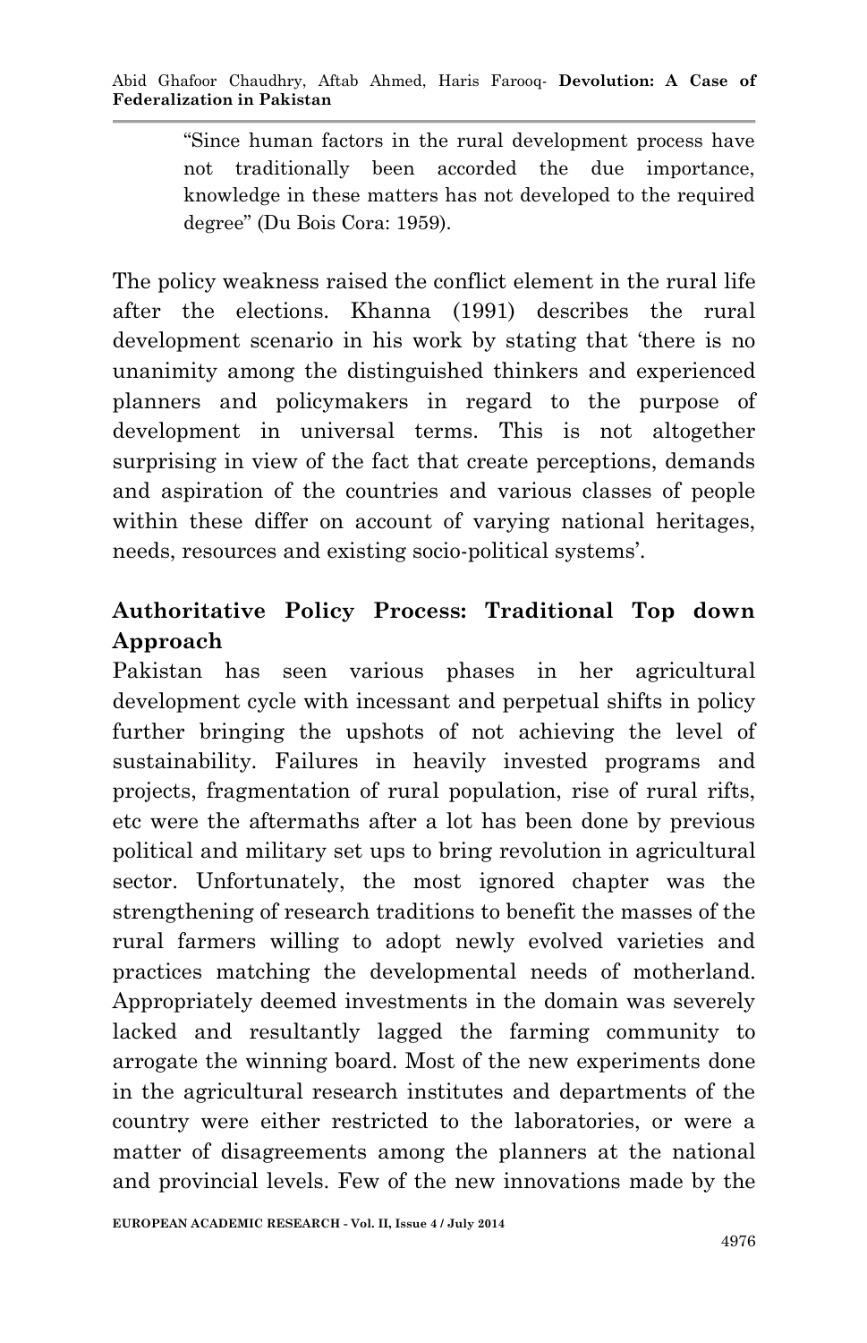> "Since human factors in the rural development process have not traditionally been accorded the due importance, knowledge in these matters has not developed to the required degree" (Du Bois Cora: 1959).

The policy weakness raised the conflict element in the rural life after the elections. Khanna (1991) describes the rural development scenario in his work by stating that 'there is no unanimity among the distinguished thinkers and experienced planners and policymakers in regard to the purpose of development in universal terms. This is not altogether surprising in view of the fact that create perceptions, demands and aspiration of the countries and various classes of people within these differ on account of varying national heritages, needs, resources and existing socio-political systems'.

## Authoritative Policy Process: Traditional Top down Approach

Pakistan has seen various phases in her agricultural development cycle with incessant and perpetual shifts in policy further bringing the upshots of not achieving the level of sustainability. Failures in heavily invested programs and projects, fragmentation of rural population, rise of rural rifts, etc were the aftermaths after a lot has been done by previous political and military set ups to bring revolution in agricultural sector. Unfortunately, the most ignored chapter was the strengthening of research traditions to benefit the masses of the rural farmers willing to adopt newly evolved varieties and practices matching the developmental needs of motherland. Appropriately deemed investments in the domain was severely lacked and resultantly lagged the farming community to arrogate the winning board. Most of the new experiments done in the agricultural research institutes and departments of the country were either restricted to the laboratories, or were a matter of disagreements among the planners at the national and provincial levels. Few of the new innovations made by the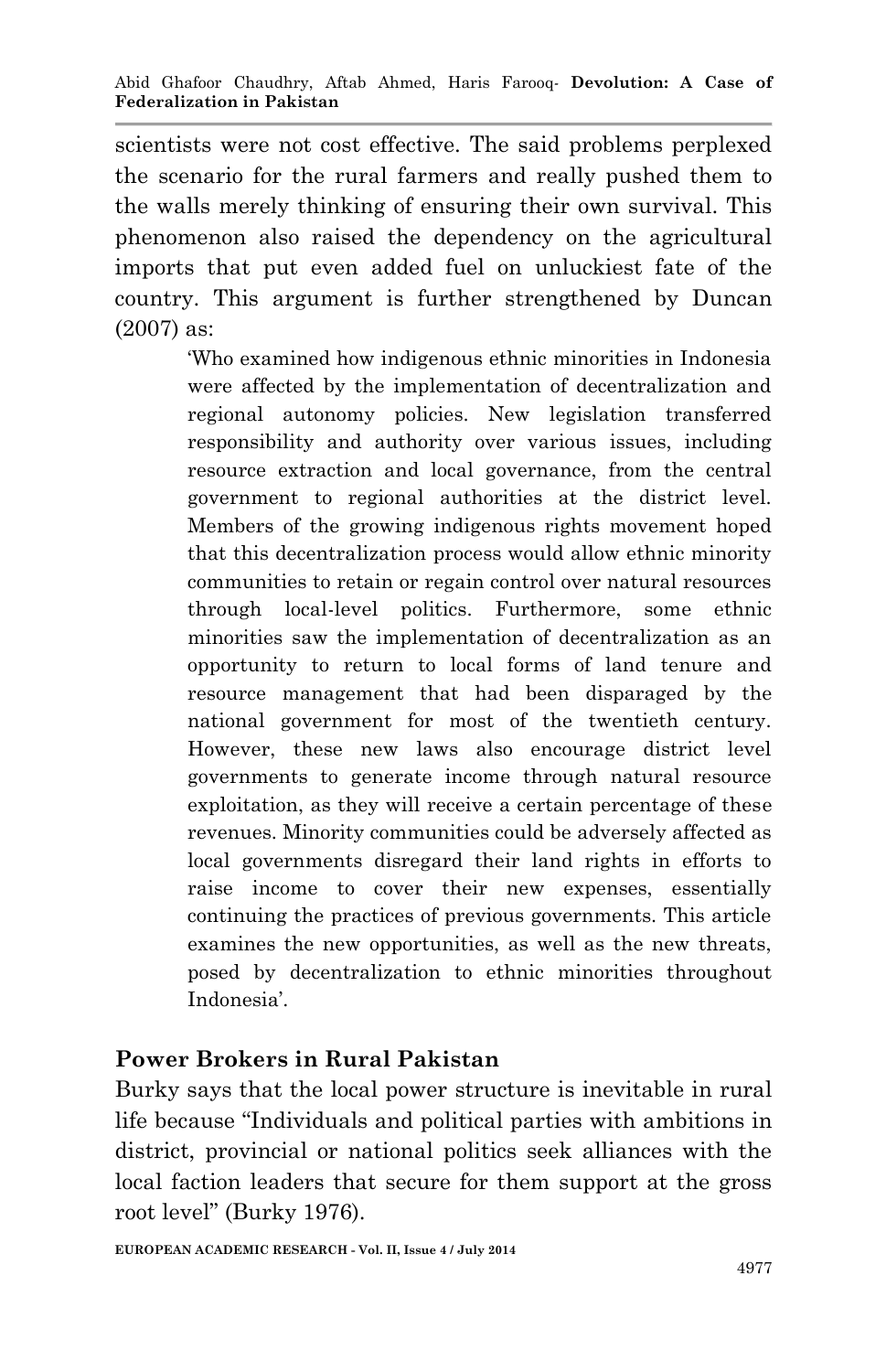scientists were not cost effective. The said problems perplexed the scenario for the rural farmers and really pushed them to the walls merely thinking of ensuring their own survival. This phenomenon also raised the dependency on the agricultural imports that put even added fuel on unluckiest fate of the country. This argument is further strengthened by Duncan (2007) as:

> 'Who examined how indigenous ethnic minorities in Indonesia were affected by the implementation of decentralization and regional autonomy policies. New legislation transferred responsibility and authority over various issues, including resource extraction and local governance, from the central government to regional authorities at the district level. Members of the growing indigenous rights movement hoped that this decentralization process would allow ethnic minority communities to retain or regain control over natural resources through local-level politics. Furthermore, some ethnic minorities saw the implementation of decentralization as an opportunity to return to local forms of land tenure and resource management that had been disparaged by the national government for most of the twentieth century. However, these new laws also encourage district level governments to generate income through natural resource exploitation, as they will receive a certain percentage of these revenues. Minority communities could be adversely affected as local governments disregard their land rights in efforts to raise income to cover their new expenses, essentially continuing the practices of previous governments. This article examines the new opportunities, as well as the new threats, posed by decentralization to ethnic minorities throughout Indonesia'.

## Power Brokers in Rural Pakistan

Burky says that the local power structure is inevitable in rural life because "Individuals and political parties with ambitions in district, provincial or national politics seek alliances with the local faction leaders that secure for them support at the gross root level" (Burky 1976).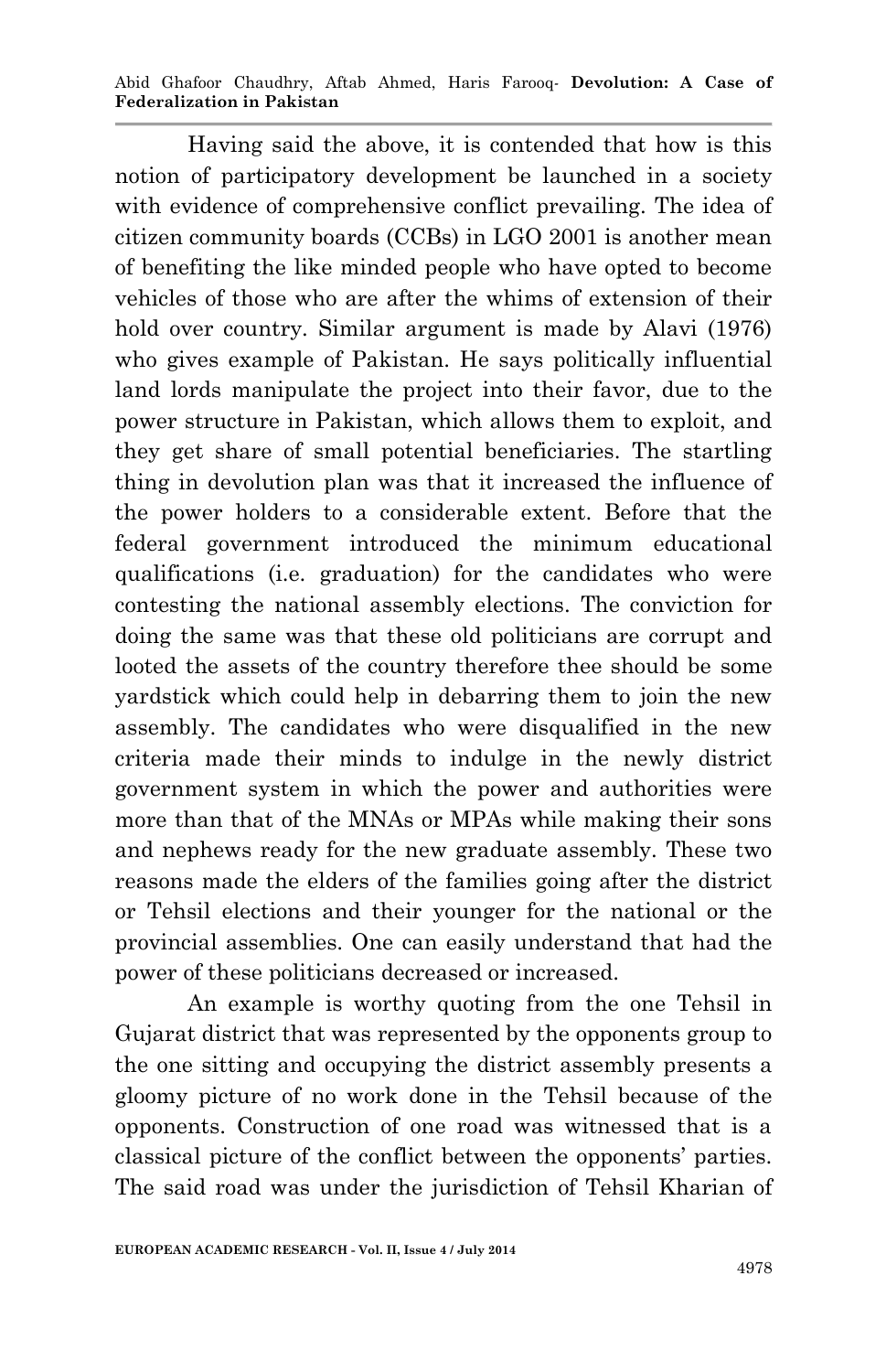Having said the above, it is contended that how is this notion of participatory development be launched in a society with evidence of comprehensive conflict prevailing. The idea of citizen community boards (CCBs) in LGO 2001 is another mean of benefiting the like minded people who have opted to become vehicles of those who are after the whims of extension of their hold over country. Similar argument is made by Alavi (1976) who gives example of Pakistan. He says politically influential land lords manipulate the project into their favor, due to the power structure in Pakistan, which allows them to exploit, and they get share of small potential beneficiaries. The startling thing in devolution plan was that it increased the influence of the power holders to a considerable extent. Before that the federal government introduced the minimum educational qualifications (i.e. graduation) for the candidates who were contesting the national assembly elections. The conviction for doing the same was that these old politicians are corrupt and looted the assets of the country therefore thee should be some yardstick which could help in debarring them to join the new assembly. The candidates who were disqualified in the new criteria made their minds to indulge in the newly district government system in which the power and authorities were more than that of the MNAs or MPAs while making their sons and nephews ready for the new graduate assembly. These two reasons made the elders of the families going after the district or Tehsil elections and their younger for the national or the provincial assemblies. One can easily understand that had the power of these politicians decreased or increased.

An example is worthy quoting from the one Tehsil in Gujarat district that was represented by the opponents group to the one sitting and occupying the district assembly presents a gloomy picture of no work done in the Tehsil because of the opponents. Construction of one road was witnessed that is a classical picture of the conflict between the opponents' parties. The said road was under the jurisdiction of Tehsil Kharian of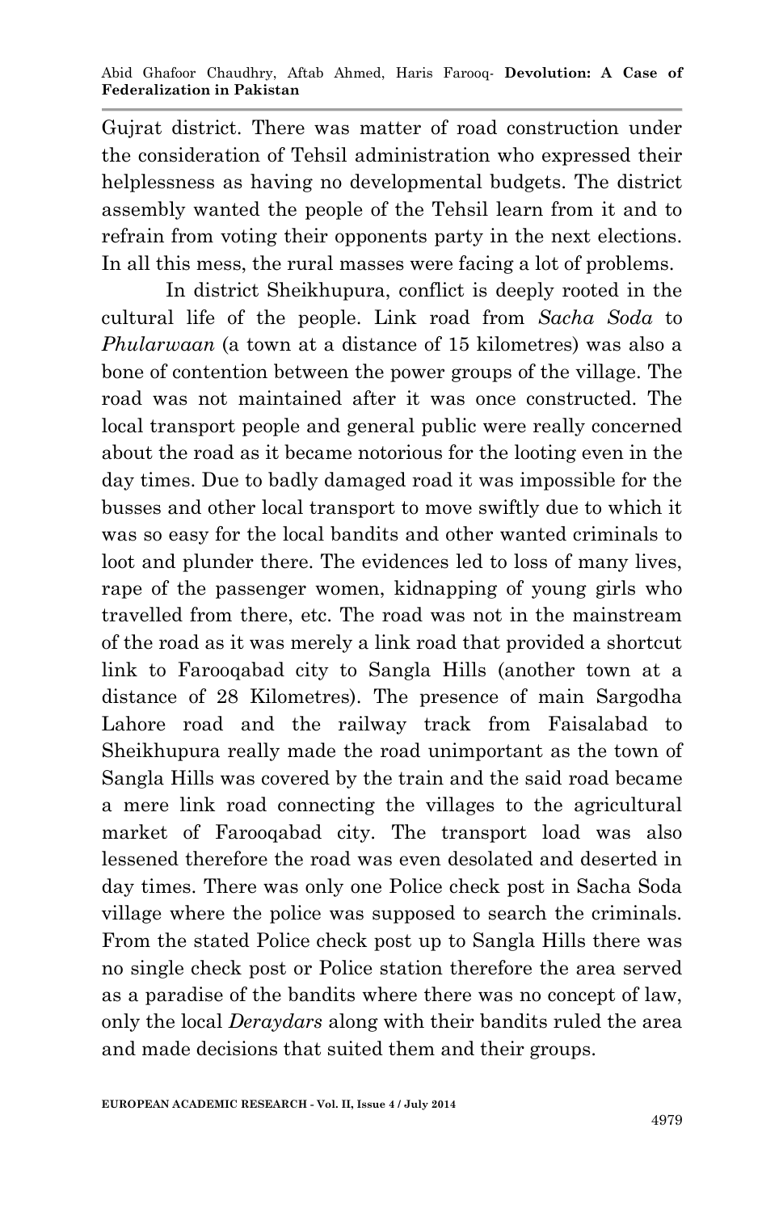Gujrat district. There was matter of road construction under the consideration of Tehsil administration who expressed their helplessness as having no developmental budgets. The district assembly wanted the people of the Tehsil learn from it and to refrain from voting their opponents party in the next elections. In all this mess, the rural masses were facing a lot of problems.

In district Sheikhupura, conflict is deeply rooted in the cultural life of the people. Link road from *Sacha Soda* to *Phularwaan* (a town at a distance of 15 kilometres) was also a bone of contention between the power groups of the village. The road was not maintained after it was once constructed. The local transport people and general public were really concerned about the road as it became notorious for the looting even in the day times. Due to badly damaged road it was impossible for the busses and other local transport to move swiftly due to which it was so easy for the local bandits and other wanted criminals to loot and plunder there. The evidences led to loss of many lives, rape of the passenger women, kidnapping of young girls who travelled from there, etc. The road was not in the mainstream of the road as it was merely a link road that provided a shortcut link to Farooqabad city to Sangla Hills (another town at a distance of 28 Kilometres). The presence of main Sargodha Lahore road and the railway track from Faisalabad to Sheikhupura really made the road unimportant as the town of Sangla Hills was covered by the train and the said road became a mere link road connecting the villages to the agricultural market of Farooqabad city. The transport load was also lessened therefore the road was even desolated and deserted in day times. There was only one Police check post in Sacha Soda village where the police was supposed to search the criminals. From the stated Police check post up to Sangla Hills there was no single check post or Police station therefore the area served as a paradise of the bandits where there was no concept of law, only the local *Deraydars* along with their bandits ruled the area and made decisions that suited them and their groups.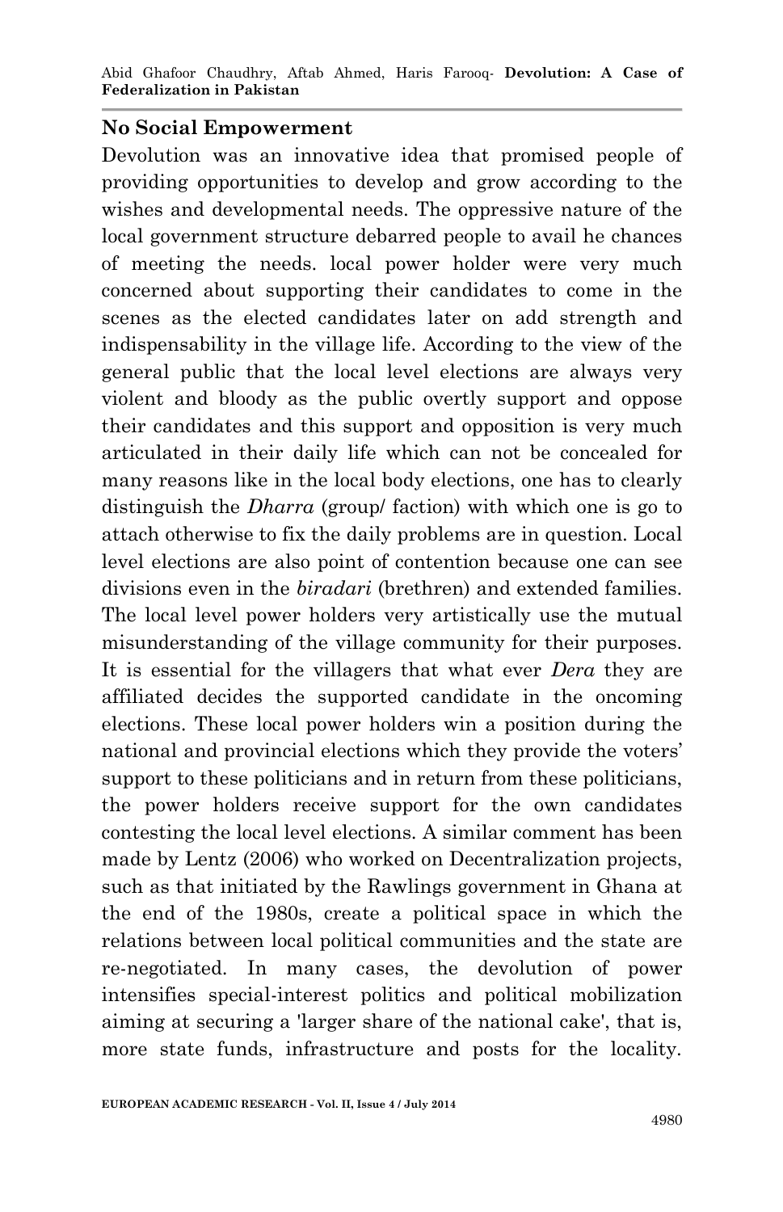### No Social Empowerment

Devolution was an innovative idea that promised people of providing opportunities to develop and grow according to the wishes and developmental needs. The oppressive nature of the local government structure debarred people to avail he chances of meeting the needs. local power holder were very much concerned about supporting their candidates to come in the scenes as the elected candidates later on add strength and indispensability in the village life. According to the view of the general public that the local level elections are always very violent and bloody as the public overtly support and oppose their candidates and this support and opposition is very much articulated in their daily life which can not be concealed for many reasons like in the local body elections, one has to clearly distinguish the *Dharra* (group/ faction) with which one is go to attach otherwise to fix the daily problems are in question. Local level elections are also point of contention because one can see divisions even in the *biradari* (brethren) and extended families. The local level power holders very artistically use the mutual misunderstanding of the village community for their purposes. It is essential for the villagers that what ever *Dera* they are affiliated decides the supported candidate in the oncoming elections. These local power holders win a position during the national and provincial elections which they provide the voters' support to these politicians and in return from these politicians, the power holders receive support for the own candidates contesting the local level elections. A similar comment has been made by Lentz (2006) who worked on Decentralization projects, such as that initiated by the Rawlings government in Ghana at the end of the 1980s, create a political space in which the relations between local political communities and the state are re-negotiated. In many cases, the devolution of power intensifies special-interest politics and political mobilization aiming at securing a 'larger share of the national cake', that is, more state funds, infrastructure and posts for the locality.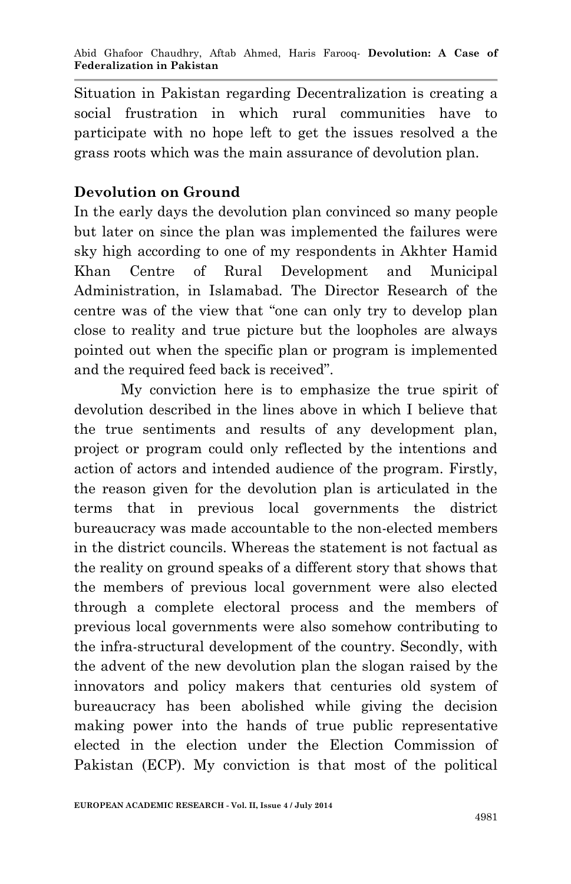Situation in Pakistan regarding Decentralization is creating a social frustration in which rural communities have to participate with no hope left to get the issues resolved a the grass roots which was the main assurance of devolution plan.

## Devolution on Ground

In the early days the devolution plan convinced so many people but later on since the plan was implemented the failures were sky high according to one of my respondents in Akhter Hamid Khan Centre of Rural Development and Municipal Administration, in Islamabad. The Director Research of the centre was of the view that "one can only try to develop plan close to reality and true picture but the loopholes are always pointed out when the specific plan or program is implemented and the required feed back is received".

My conviction here is to emphasize the true spirit of devolution described in the lines above in which I believe that the true sentiments and results of any development plan, project or program could only reflected by the intentions and action of actors and intended audience of the program. Firstly, the reason given for the devolution plan is articulated in the terms that in previous local governments the district bureaucracy was made accountable to the non-elected members in the district councils. Whereas the statement is not factual as the reality on ground speaks of a different story that shows that the members of previous local government were also elected through a complete electoral process and the members of previous local governments were also somehow contributing to the infra-structural development of the country. Secondly, with the advent of the new devolution plan the slogan raised by the innovators and policy makers that centuries old system of bureaucracy has been abolished while giving the decision making power into the hands of true public representative elected in the election under the Election Commission of Pakistan (ECP). My conviction is that most of the political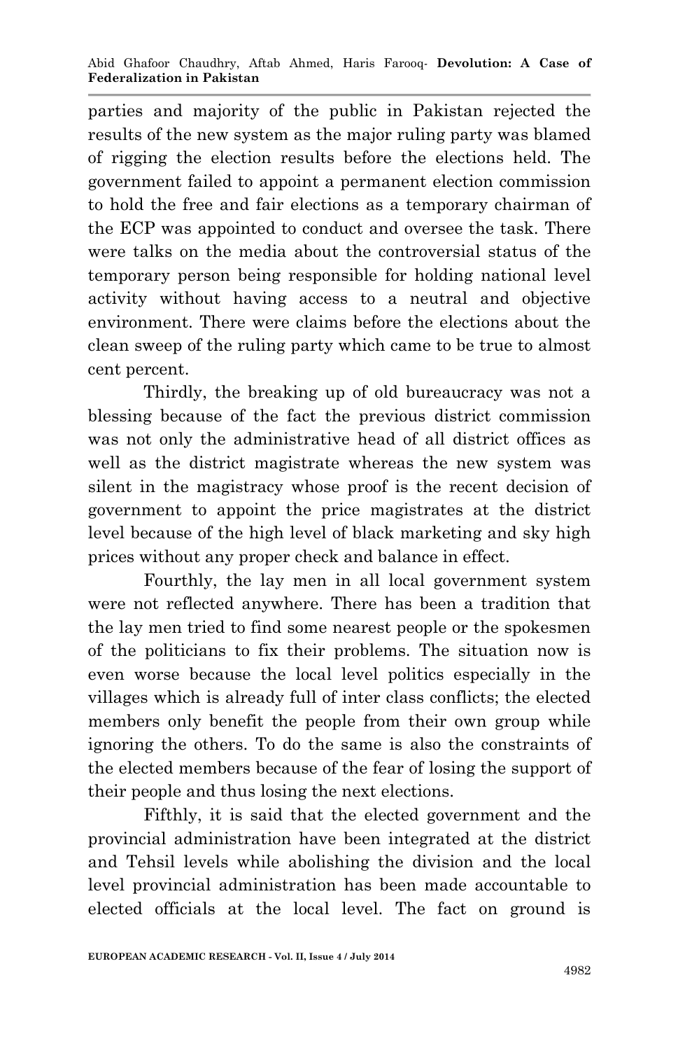parties and majority of the public in Pakistan rejected the results of the new system as the major ruling party was blamed of rigging the election results before the elections held. The government failed to appoint a permanent election commission to hold the free and fair elections as a temporary chairman of the ECP was appointed to conduct and oversee the task. There were talks on the media about the controversial status of the temporary person being responsible for holding national level activity without having access to a neutral and objective environment. There were claims before the elections about the clean sweep of the ruling party which came to be true to almost cent percent.

Thirdly, the breaking up of old bureaucracy was not a blessing because of the fact the previous district commission was not only the administrative head of all district offices as well as the district magistrate whereas the new system was silent in the magistracy whose proof is the recent decision of government to appoint the price magistrates at the district level because of the high level of black marketing and sky high prices without any proper check and balance in effect.

Fourthly, the lay men in all local government system were not reflected anywhere. There has been a tradition that the lay men tried to find some nearest people or the spokesmen of the politicians to fix their problems. The situation now is even worse because the local level politics especially in the villages which is already full of inter class conflicts; the elected members only benefit the people from their own group while ignoring the others. To do the same is also the constraints of the elected members because of the fear of losing the support of their people and thus losing the next elections.

Fifthly, it is said that the elected government and the provincial administration have been integrated at the district and Tehsil levels while abolishing the division and the local level provincial administration has been made accountable to elected officials at the local level. The fact on ground is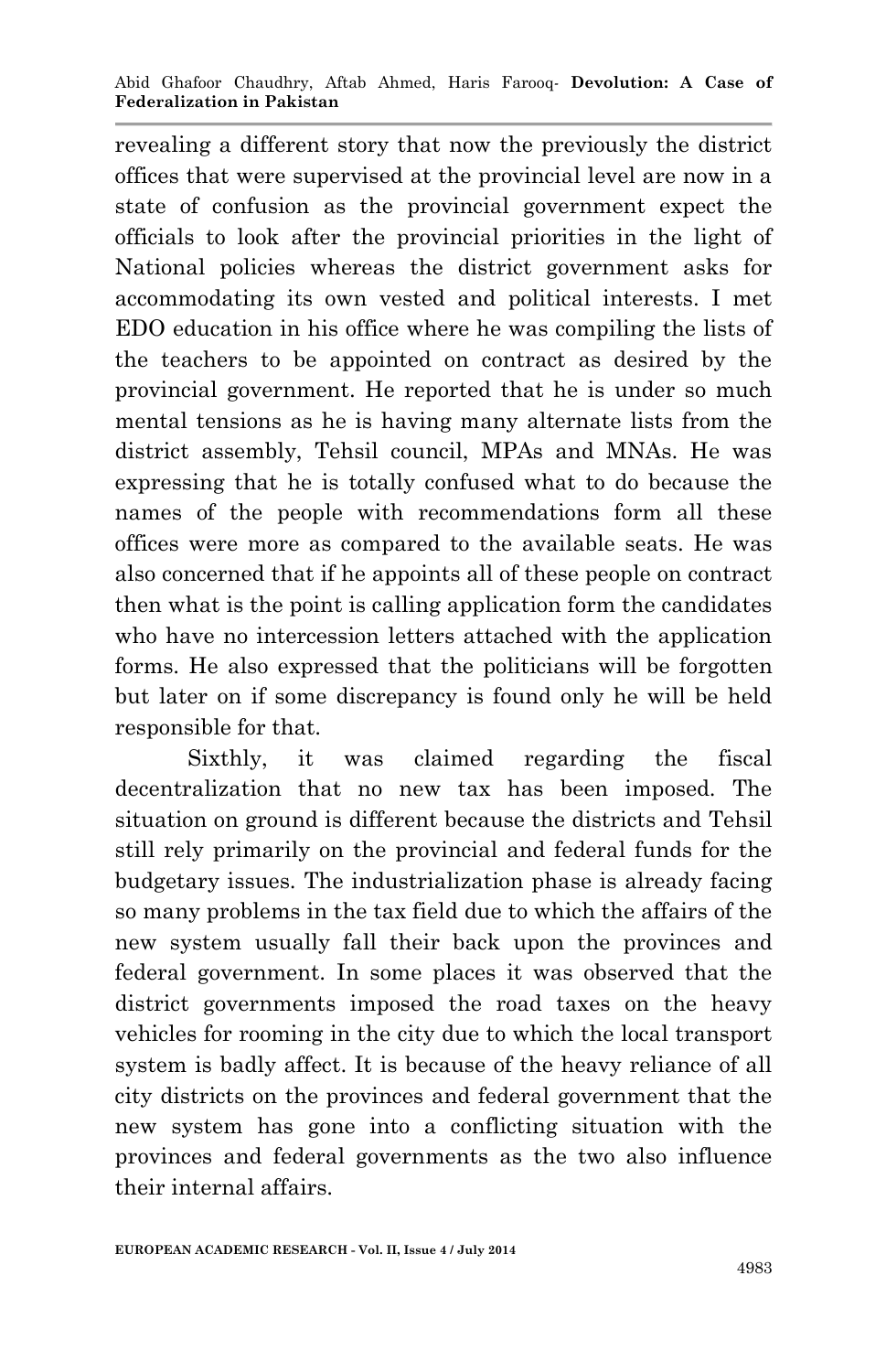revealing a different story that now the previously the district offices that were supervised at the provincial level are now in a state of confusion as the provincial government expect the officials to look after the provincial priorities in the light of National policies whereas the district government asks for accommodating its own vested and political interests. I met EDO education in his office where he was compiling the lists of the teachers to be appointed on contract as desired by the provincial government. He reported that he is under so much mental tensions as he is having many alternate lists from the district assembly, Tehsil council, MPAs and MNAs. He was expressing that he is totally confused what to do because the names of the people with recommendations form all these offices were more as compared to the available seats. He was also concerned that if he appoints all of these people on contract then what is the point is calling application form the candidates who have no intercession letters attached with the application forms. He also expressed that the politicians will be forgotten but later on if some discrepancy is found only he will be held responsible for that.

Sixthly, it was claimed regarding the fiscal decentralization that no new tax has been imposed. The situation on ground is different because the districts and Tehsil still rely primarily on the provincial and federal funds for the budgetary issues. The industrialization phase is already facing so many problems in the tax field due to which the affairs of the new system usually fall their back upon the provinces and federal government. In some places it was observed that the district governments imposed the road taxes on the heavy vehicles for rooming in the city due to which the local transport system is badly affect. It is because of the heavy reliance of all city districts on the provinces and federal government that the new system has gone into a conflicting situation with the provinces and federal governments as the two also influence their internal affairs.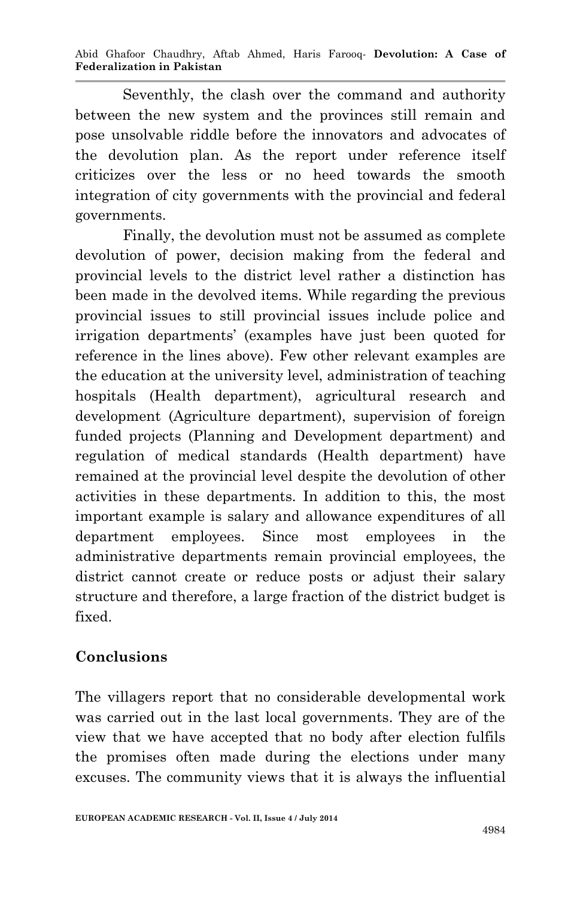Seventhly, the clash over the command and authority between the new system and the provinces still remain and pose unsolvable riddle before the innovators and advocates of the devolution plan. As the report under reference itself criticizes over the less or no heed towards the smooth integration of city governments with the provincial and federal governments.

Finally, the devolution must not be assumed as complete devolution of power, decision making from the federal and provincial levels to the district level rather a distinction has been made in the devolved items. While regarding the previous provincial issues to still provincial issues include police and irrigation departments' (examples have just been quoted for reference in the lines above). Few other relevant examples are the education at the university level, administration of teaching hospitals (Health department), agricultural research and development (Agriculture department), supervision of foreign funded projects (Planning and Development department) and regulation of medical standards (Health department) have remained at the provincial level despite the devolution of other activities in these departments. In addition to this, the most important example is salary and allowance expenditures of all department employees. Since most employees in the administrative departments remain provincial employees, the district cannot create or reduce posts or adjust their salary structure and therefore, a large fraction of the district budget is fixed.

## Conclusions

The villagers report that no considerable developmental work was carried out in the last local governments. They are of the view that we have accepted that no body after election fulfils the promises often made during the elections under many excuses. The community views that it is always the influential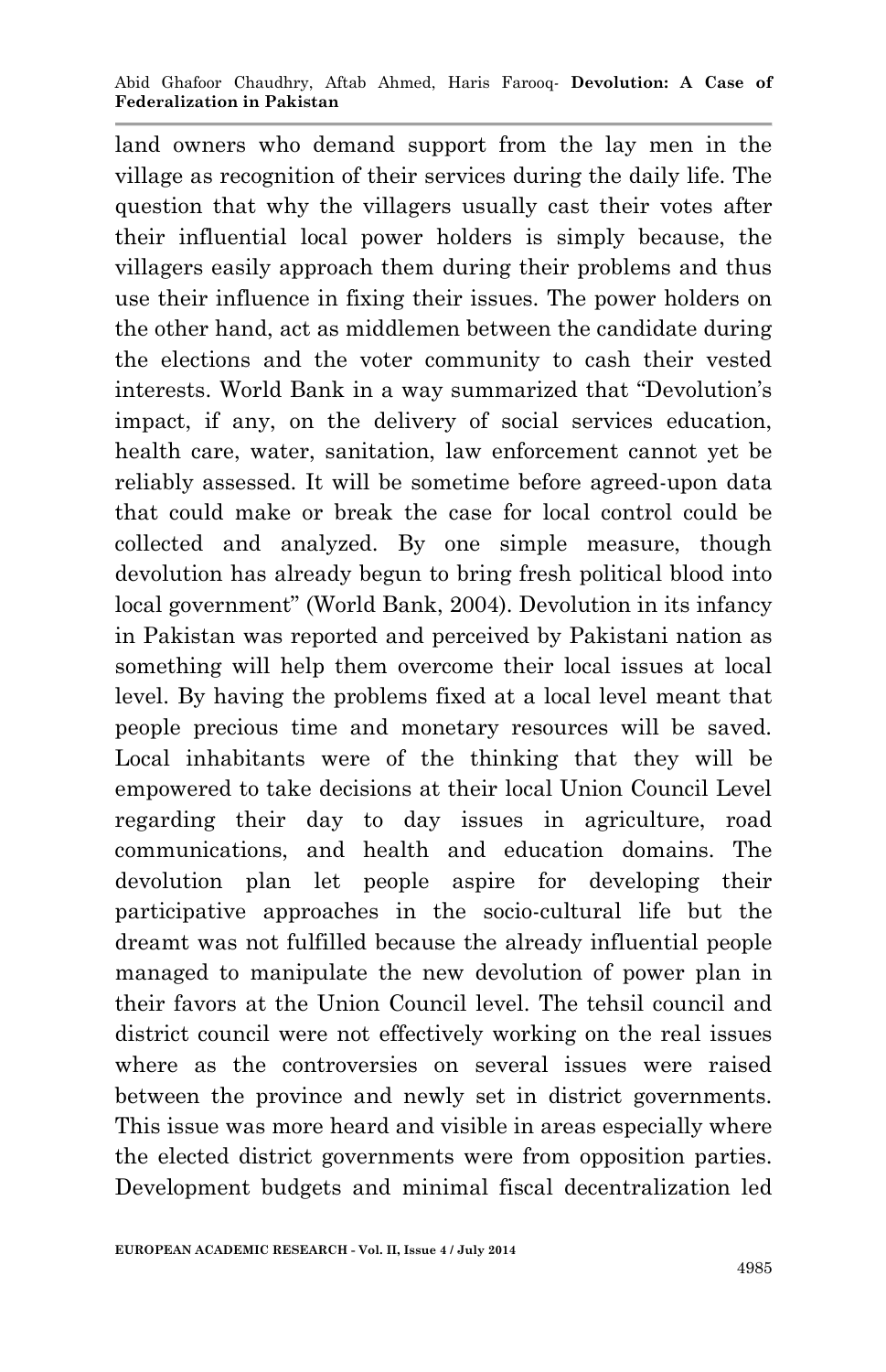land owners who demand support from the lay men in the village as recognition of their services during the daily life. The question that why the villagers usually cast their votes after their influential local power holders is simply because, the villagers easily approach them during their problems and thus use their influence in fixing their issues. The power holders on the other hand, act as middlemen between the candidate during the elections and the voter community to cash their vested interests. World Bank in a way summarized that "Devolution's impact, if any, on the delivery of social services education, health care, water, sanitation, law enforcement cannot yet be reliably assessed. It will be sometime before agreed-upon data that could make or break the case for local control could be collected and analyzed. By one simple measure, though devolution has already begun to bring fresh political blood into local government" (World Bank, 2004). Devolution in its infancy in Pakistan was reported and perceived by Pakistani nation as something will help them overcome their local issues at local level. By having the problems fixed at a local level meant that people precious time and monetary resources will be saved. Local inhabitants were of the thinking that they will be empowered to take decisions at their local Union Council Level regarding their day to day issues in agriculture, road communications, and health and education domains. The devolution plan let people aspire for developing their participative approaches in the socio-cultural life but the dreamt was not fulfilled because the already influential people managed to manipulate the new devolution of power plan in their favors at the Union Council level. The tehsil council and district council were not effectively working on the real issues where as the controversies on several issues were raised between the province and newly set in district governments. This issue was more heard and visible in areas especially where the elected district governments were from opposition parties. Development budgets and minimal fiscal decentralization led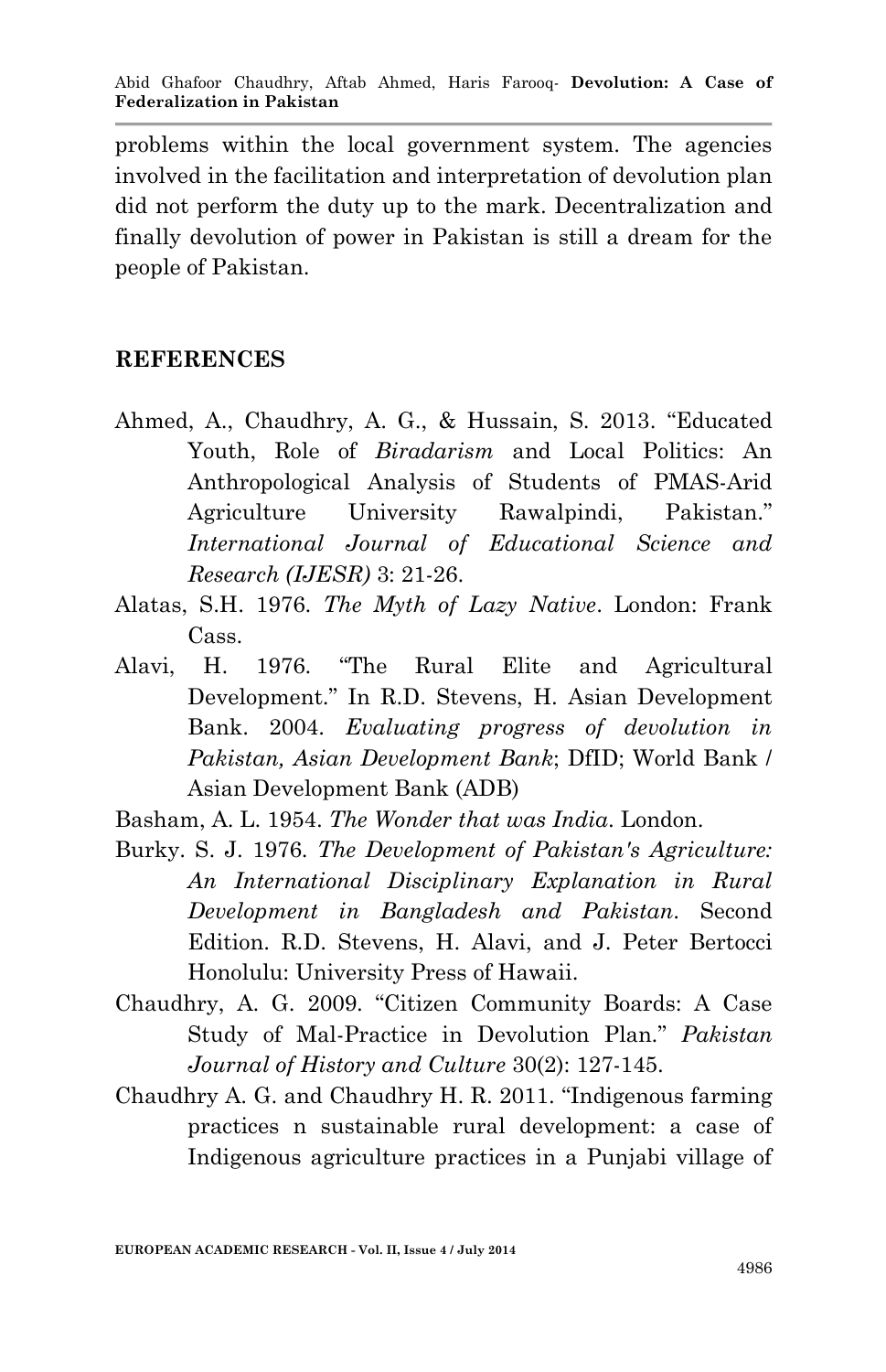problems within the local government system. The agencies involved in the facilitation and interpretation of devolution plan did not perform the duty up to the mark. Decentralization and finally devolution of power in Pakistan is still a dream for the people of Pakistan.

## REFERENCES

Ahmed, A., Chaudhry, A. G., & Hussain, S. 2013. "Educated Youth, Role of *Biradarism* and Local Politics: An Anthropological Analysis of Students of PMAS-Arid Agriculture University Rawalpindi, Pakistan." *International Journal of Educational Science and Research (IJESR)* 3: 21-26.

Alatas, S.H. 1976. *The Myth of Lazy Native*. London: Frank Cass.

Alavi, H. 1976. "The Rural Elite and Agricultural Development." In R.D. Stevens, H. Asian Development Bank. 2004. *Evaluating progress of devolution in Pakistan, Asian Development Bank*; DfID; World Bank / Asian Development Bank (ADB)

Basham, A. L. 1954. *The Wonder that was India*. London.

Burky. S. J. 1976. *The Development of Pakistan's Agriculture: An International Disciplinary Explanation in Rural Development in Bangladesh and Pakistan*. Second Edition. R.D. Stevens, H. Alavi, and J. Peter Bertocci Honolulu: University Press of Hawaii.

Chaudhry, A. G. 2009. "Citizen Community Boards: A Case Study of Mal-Practice in Devolution Plan." *Pakistan Journal of History and Culture* 30(2): 127-145.

Chaudhry A. G. and Chaudhry H. R. 2011. "Indigenous farming practices n sustainable rural development: a case of Indigenous agriculture practices in a Punjabi village of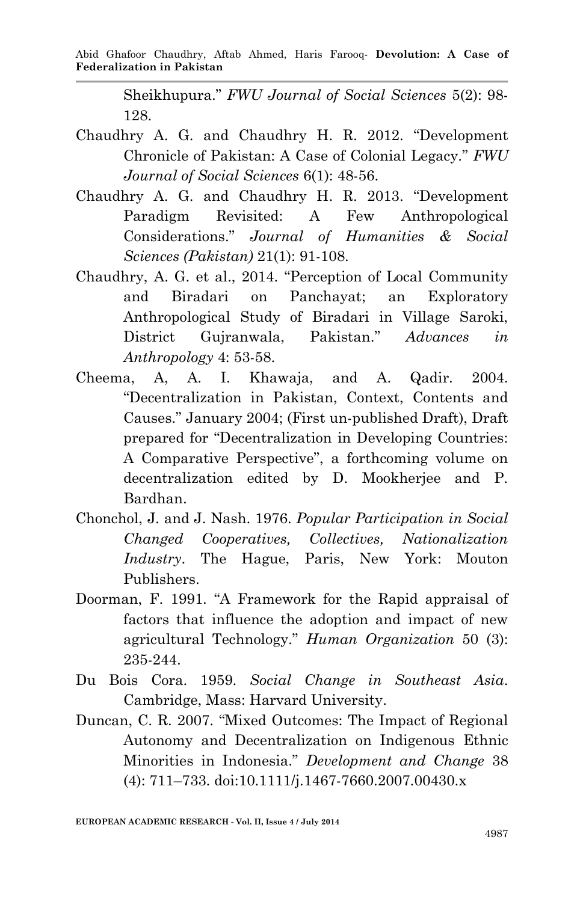Sheikhupura." *FWU Journal of Social Sciences* 5(2): 98-128.

Chaudhry A. G. and Chaudhry H. R. 2012. "Development Chronicle of Pakistan: A Case of Colonial Legacy." *FWU Journal of Social Sciences* 6(1): 48-56.

Chaudhry A. G. and Chaudhry H. R. 2013. "Development Paradigm Revisited: A Few Anthropological Considerations." *Journal of Humanities & Social Sciences (Pakistan)* 21(1): 91-108.

Chaudhry, A. G. et al., 2014. "Perception of Local Community and Biradari on Panchayat; an Exploratory Anthropological Study of Biradari in Village Saroki, District Gujranwala, Pakistan." *Advances in Anthropology* 4: 53-58.

Cheema, A, A. I. Khawaja, and A. Qadir. 2004. "Decentralization in Pakistan, Context, Contents and Causes." January 2004; (First un-published Draft), Draft prepared for "Decentralization in Developing Countries: A Comparative Perspective", a forthcoming volume on decentralization edited by D. Mookherjee and P. Bardhan.

Chonchol, J. and J. Nash. 1976. *Popular Participation in Social Changed Cooperatives, Collectives, Nationalization Industry*. The Hague, Paris, New York: Mouton Publishers.

Doorman, F. 1991. "A Framework for the Rapid appraisal of factors that influence the adoption and impact of new agricultural Technology." *Human Organization* 50 (3): 235-244.

Du Bois Cora. 1959. *Social Change in Southeast Asia*. Cambridge, Mass: Harvard University.

Duncan, C. R. 2007. "Mixed Outcomes: The Impact of Regional Autonomy and Decentralization on Indigenous Ethnic Minorities in Indonesia." *Development and Change* 38 (4): 711–733. doi:10.1111/j.1467-7660.2007.00430.x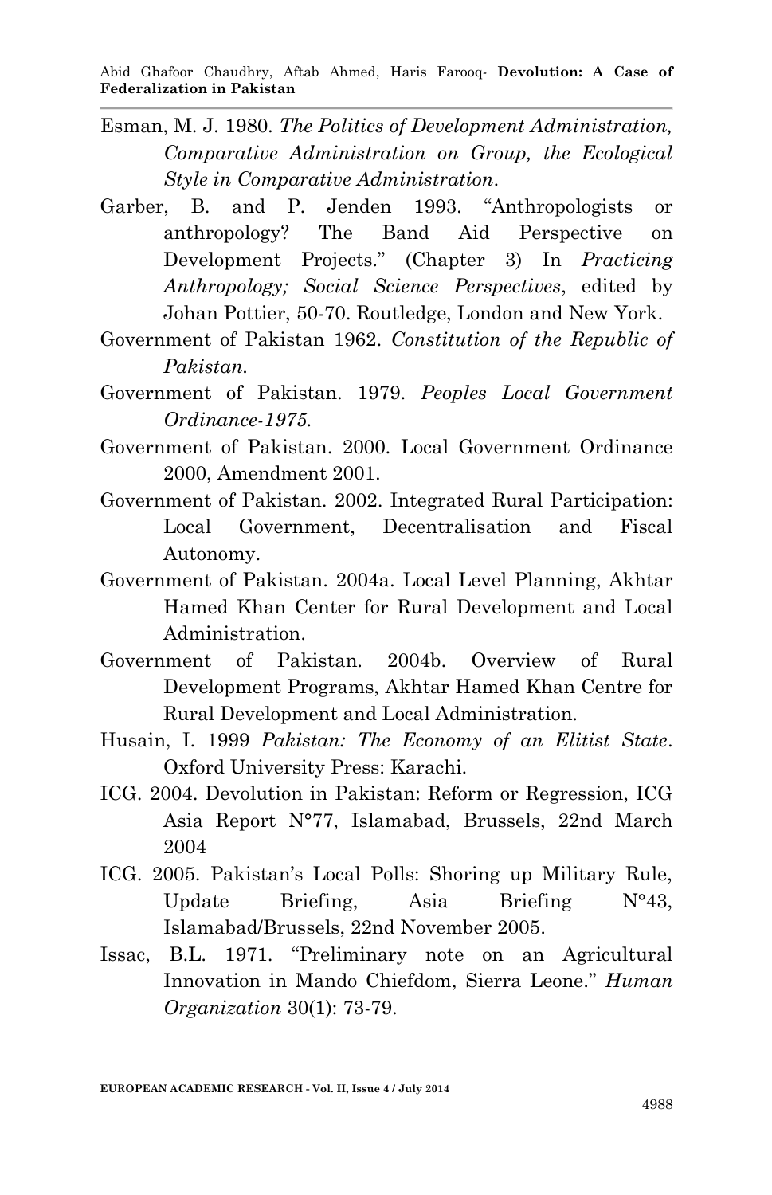Esman, M. J. 1980. *The Politics of Development Administration, Comparative Administration on Group, the Ecological Style in Comparative Administration*.

Garber, B. and P. Jenden 1993. "Anthropologists or anthropology? The Band Aid Perspective on Development Projects." (Chapter 3) In *Practicing Anthropology; Social Science Perspectives*, edited by Johan Pottier, 50-70. Routledge, London and New York.

Government of Pakistan 1962. *Constitution of the Republic of Pakistan.*

Government of Pakistan. 1979. *Peoples Local Government Ordinance-1975.*

Government of Pakistan. 2000. Local Government Ordinance 2000, Amendment 2001.

Government of Pakistan. 2002. Integrated Rural Participation: Local Government, Decentralisation and Fiscal Autonomy.

Government of Pakistan. 2004a. Local Level Planning, Akhtar Hamed Khan Center for Rural Development and Local Administration.

Government of Pakistan. 2004b. Overview of Rural Development Programs, Akhtar Hamed Khan Centre for Rural Development and Local Administration.

Husain, I. 1999 *Pakistan: The Economy of an Elitist State*. Oxford University Press: Karachi.

ICG. 2004. Devolution in Pakistan: Reform or Regression, ICG Asia Report N°77, Islamabad, Brussels, 22nd March 2004

ICG. 2005. Pakistan's Local Polls: Shoring up Military Rule, Update Briefing, Asia Briefing N°43, Islamabad/Brussels, 22nd November 2005.

Issac, B.L. 1971. "Preliminary note on an Agricultural Innovation in Mando Chiefdom, Sierra Leone." *Human Organization* 30(1): 73-79.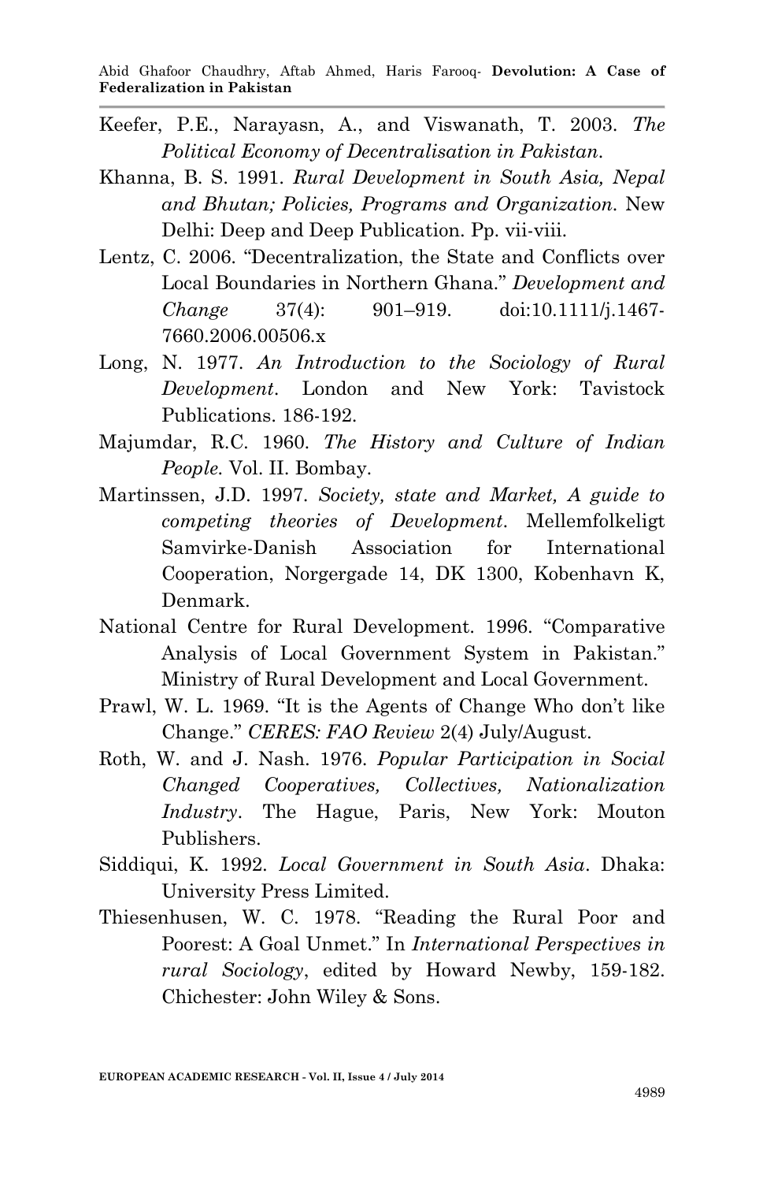Keefer, P.E., Narayasn, A., and Viswanath, T. 2003. *The Political Economy of Decentralisation in Pakistan*.

Khanna, B. S. 1991. *Rural Development in South Asia, Nepal and Bhutan; Policies, Programs and Organization*. New Delhi: Deep and Deep Publication. Pp. vii-viii.

Lentz, C. 2006. "Decentralization, the State and Conflicts over Local Boundaries in Northern Ghana." *Development and Change* 37(4): 901–919. doi:10.1111/j.1467-7660.2006.00506.x

Long, N. 1977. *An Introduction to the Sociology of Rural Development*. London and New York: Tavistock Publications. 186-192.

Majumdar, R.C. 1960. *The History and Culture of Indian People*. Vol. II. Bombay.

Martinssen, J.D. 1997. *Society, state and Market, A guide to competing theories of Development*. Mellemfolkeligt Samvirke-Danish Association for International Cooperation, Norgergade 14, DK 1300, Kobenhavn K, Denmark.

National Centre for Rural Development. 1996. "Comparative Analysis of Local Government System in Pakistan." Ministry of Rural Development and Local Government.

Prawl, W. L. 1969. "It is the Agents of Change Who don't like Change." *CERES: FAO Review* 2(4) July/August.

Roth, W. and J. Nash. 1976. *Popular Participation in Social Changed Cooperatives, Collectives, Nationalization Industry*. The Hague, Paris, New York: Mouton Publishers.

Siddiqui, K. 1992. *Local Government in South Asia*. Dhaka: University Press Limited.

Thiesenhusen, W. C. 1978. "Reading the Rural Poor and Poorest: A Goal Unmet." In *International Perspectives in rural Sociology*, edited by Howard Newby, 159-182. Chichester: John Wiley & Sons.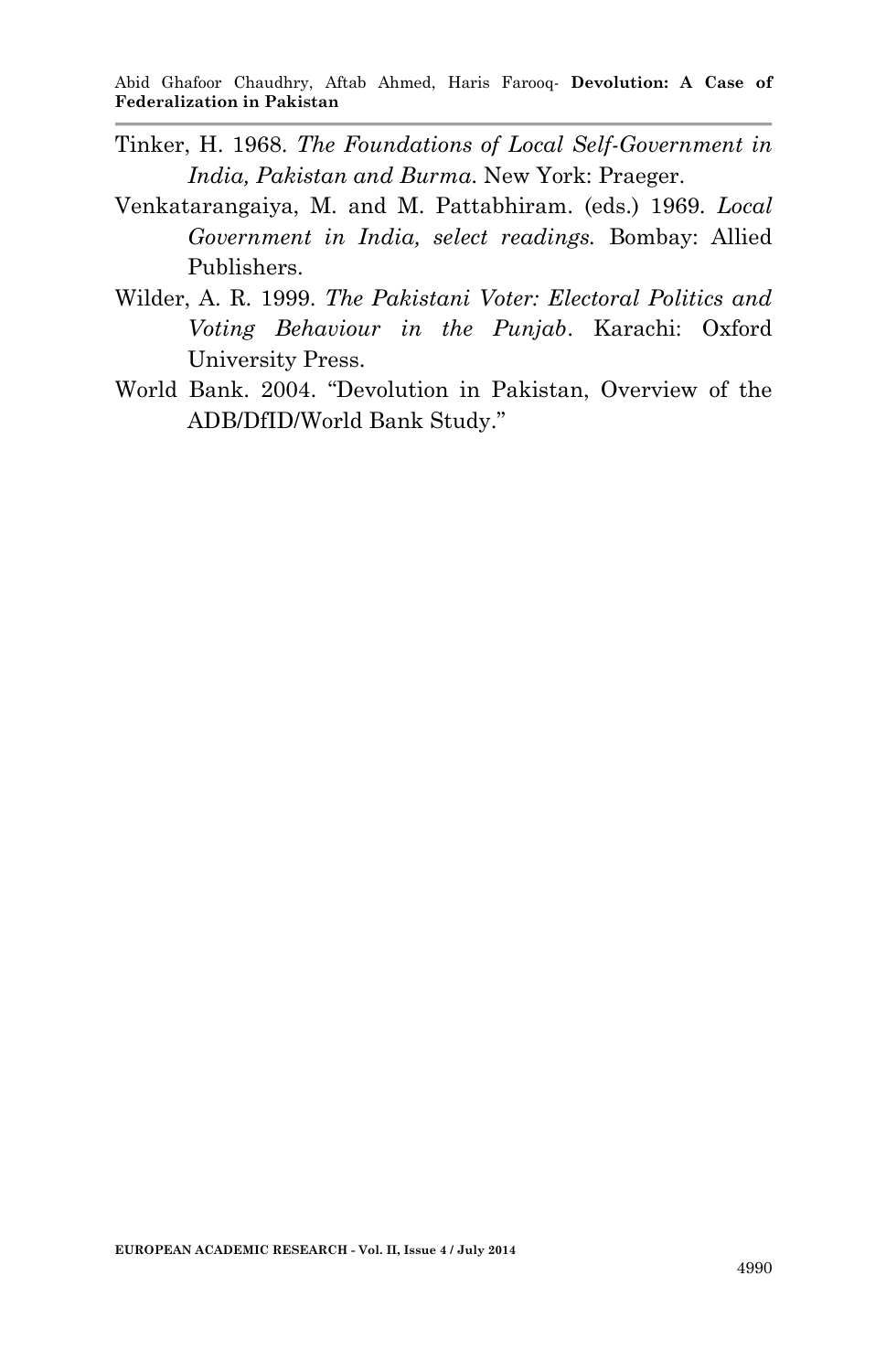Tinker, H. 1968. *The Foundations of Local Self-Government in India, Pakistan and Burma*. New York: Praeger.

Venkatarangaiya, M. and M. Pattabhiram. (eds.) 1969. *Local Government in India, select readings.* Bombay: Allied Publishers.

Wilder, A. R. 1999. *The Pakistani Voter: Electoral Politics and Voting Behaviour in the Punjab*. Karachi: Oxford University Press.

World Bank. 2004. "Devolution in Pakistan, Overview of the ADB/DfID/World Bank Study."